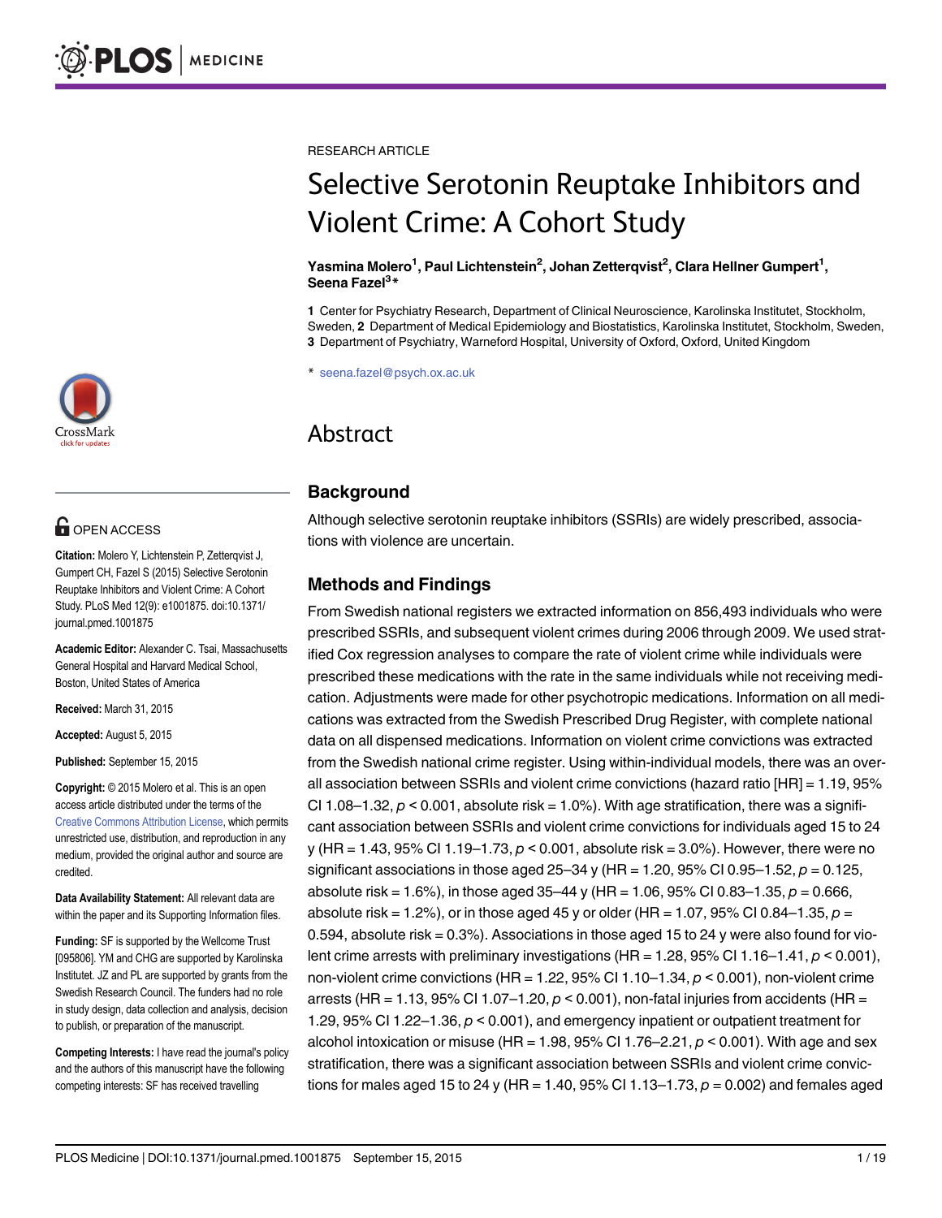RESEARCH ARTICLE

# Selective Serotonin Reuptake Inhibitors and Violent Crime: A Cohort Study

**Yasmina Molero[1], Paul Lichtenstein[2], Johan Zetterqvist[2], Clara Hellner Gumpert[1], Seena Fazel[3]***

**1** Center for Psychiatry Research, Department of Clinical Neuroscience, Karolinska Institutet, Stockholm, Sweden, **2** Department of Medical Epidemiology and Biostatistics, Karolinska Institutet, Stockholm, Sweden, **3** Department of Psychiatry, Warneford Hospital, University of Oxford, Oxford, United Kingdom

* seena.fazel@psych.ox.ac.uk

OPEN ACCESS

**Citation:** Molero Y, Lichtenstein P, Zetterqvist J, Gumpert CH, Fazel S (2015) Selective Serotonin Reuptake Inhibitors and Violent Crime: A Cohort Study. PLoS Med 12(9): e1001875. doi:10.1371/journal.pmed.1001875

**Academic Editor:** Alexander C. Tsai, Massachusetts General Hospital and Harvard Medical School, Boston, United States of America

**Received:** March 31, 2015

**Accepted:** August 5, 2015

**Published:** September 15, 2015

**Copyright:** © 2015 Molero et al. This is an open access article distributed under the terms of the Creative Commons Attribution License, which permits unrestricted use, distribution, and reproduction in any medium, provided the original author and source are credited.

**Data Availability Statement:** All relevant data are within the paper and its Supporting Information files.

**Funding:** SF is supported by the Wellcome Trust [095806]. YM and CHG are supported by Karolinska Institutet. JZ and PL are supported by grants from the Swedish Research Council. The funders had no role in study design, data collection and analysis, decision to publish, or preparation of the manuscript.

**Competing Interests:** I have read the journal's policy and the authors of this manuscript have the following competing interests: SF has received travelling

# Abstract

## Background

Although selective serotonin reuptake inhibitors (SSRIs) are widely prescribed, associations with violence are uncertain.

## Methods and Findings

From Swedish national registers we extracted information on 856,493 individuals who were prescribed SSRIs, and subsequent violent crimes during 2006 through 2009. We used stratified Cox regression analyses to compare the rate of violent crime while individuals were prescribed these medications with the rate in the same individuals while not receiving medication. Adjustments were made for other psychotropic medications. Information on all medications was extracted from the Swedish Prescribed Drug Register, with complete national data on all dispensed medications. Information on violent crime convictions was extracted from the Swedish national crime register. Using within-individual models, there was an overall association between SSRIs and violent crime convictions (hazard ratio [HR] = 1.19, 95% CI 1.08–1.32, $p < 0.001$, absolute risk = 1.0%). With age stratification, there was a significant association between SSRIs and violent crime convictions for individuals aged 15 to 24 y (HR = 1.43, 95% CI 1.19–1.73, $p < 0.001$, absolute risk = 3.0%). However, there were no significant associations in those aged 25–34 y (HR = 1.20, 95% CI 0.95–1.52, $p = 0.125$, absolute risk = 1.6%), in those aged 35–44 y (HR = 1.06, 95% CI 0.83–1.35, $p = 0.666$, absolute risk = 1.2%), or in those aged 45 y or older (HR = 1.07, 95% CI 0.84–1.35, $p = 0.594$, absolute risk = 0.3%). Associations in those aged 15 to 24 y were also found for violent crime arrests with preliminary investigations (HR = 1.28, 95% CI 1.16–1.41, $p < 0.001$), non-violent crime convictions (HR = 1.22, 95% CI 1.10–1.34, $p < 0.001$), non-violent crime arrests (HR = 1.13, 95% CI 1.07–1.20, $p < 0.001$), non-fatal injuries from accidents (HR = 1.29, 95% CI 1.22–1.36, $p < 0.001$), and emergency inpatient or outpatient treatment for alcohol intoxication or misuse (HR = 1.98, 95% CI 1.76–2.21, $p < 0.001$). With age and sex stratification, there was a significant association between SSRIs and violent crime convictions for males aged 15 to 24 y (HR = 1.40, 95% CI 1.13–1.73, $p = 0.002$) and females aged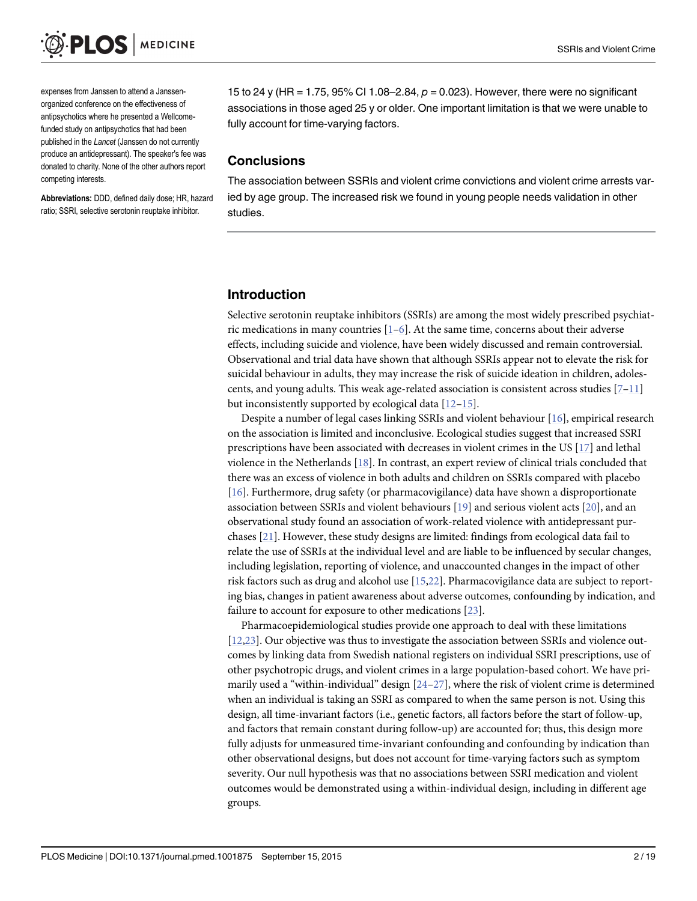expenses from Janssen to attend a Janssen-organized conference on the effectiveness of antipsychotics where he presented a Wellcome-funded study on antipsychotics that had been published in the *Lancet* (Janssen do not currently produce an antidepressant). The speaker's fee was donated to charity. None of the other authors report competing interests.

**Abbreviations:** DDD, defined daily dose; HR, hazard ratio; SSRI, selective serotonin reuptake inhibitor.

15 to 24 y (HR = 1.75, 95% CI 1.08–2.84, $p = 0.023$). However, there were no significant associations in those aged 25 y or older. One important limitation is that we were unable to fully account for time-varying factors.

## Conclusions

The association between SSRIs and violent crime convictions and violent crime arrests varied by age group. The increased risk we found in young people needs validation in other studies.

## Introduction

Selective serotonin reuptake inhibitors (SSRIs) are among the most widely prescribed psychiatric medications in many countries [1–6]. At the same time, concerns about their adverse effects, including suicide and violence, have been widely discussed and remain controversial. Observational and trial data have shown that although SSRIs appear not to elevate the risk for suicidal behaviour in adults, they may increase the risk of suicide ideation in children, adolescents, and young adults. This weak age-related association is consistent across studies [7–11] but inconsistently supported by ecological data [12–15].

Despite a number of legal cases linking SSRIs and violent behaviour [16], empirical research on the association is limited and inconclusive. Ecological studies suggest that increased SSRI prescriptions have been associated with decreases in violent crimes in the US [17] and lethal violence in the Netherlands [18]. In contrast, an expert review of clinical trials concluded that there was an excess of violence in both adults and children on SSRIs compared with placebo [16]. Furthermore, drug safety (or pharmacovigilance) data have shown a disproportionate association between SSRIs and violent behaviours [19] and serious violent acts [20], and an observational study found an association of work-related violence with antidepressant purchases [21]. However, these study designs are limited: findings from ecological data fail to relate the use of SSRIs at the individual level and are liable to be influenced by secular changes, including legislation, reporting of violence, and unaccounted changes in the impact of other risk factors such as drug and alcohol use [15,22]. Pharmacovigilance data are subject to reporting bias, changes in patient awareness about adverse outcomes, confounding by indication, and failure to account for exposure to other medications [23].

Pharmacoepidemiological studies provide one approach to deal with these limitations [12,23]. Our objective was thus to investigate the association between SSRIs and violence outcomes by linking data from Swedish national registers on individual SSRI prescriptions, use of other psychotropic drugs, and violent crimes in a large population-based cohort. We have primarily used a "within-individual" design [24–27], where the risk of violent crime is determined when an individual is taking an SSRI as compared to when the same person is not. Using this design, all time-invariant factors (i.e., genetic factors, all factors before the start of follow-up, and factors that remain constant during follow-up) are accounted for; thus, this design more fully adjusts for unmeasured time-invariant confounding and confounding by indication than other observational designs, but does not account for time-varying factors such as symptom severity. Our null hypothesis was that no associations between SSRI medication and violent outcomes would be demonstrated using a within-individual design, including in different age groups.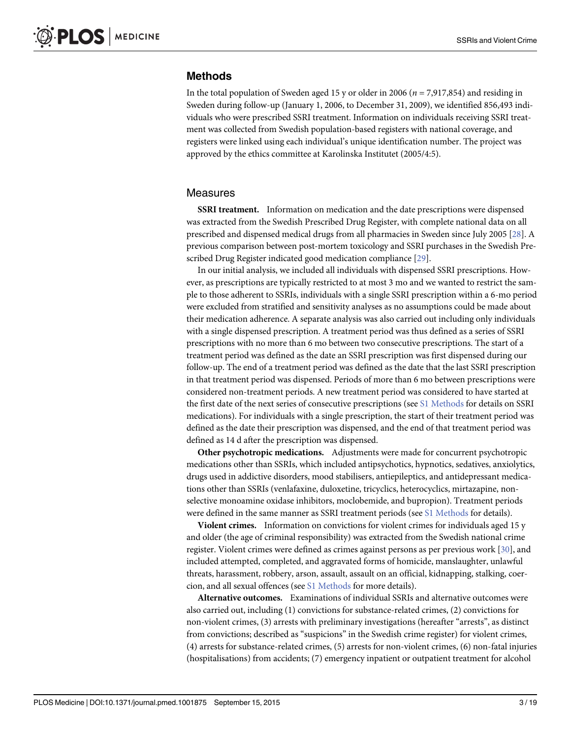## Methods

In the total population of Sweden aged 15 y or older in 2006 ($n$ = 7,917,854) and residing in Sweden during follow-up (January 1, 2006, to December 31, 2009), we identified 856,493 individuals who were prescribed SSRI treatment. Information on individuals receiving SSRI treatment was collected from Swedish population-based registers with national coverage, and registers were linked using each individual's unique identification number. The project was approved by the ethics committee at Karolinska Institutet (2005/4:5).

### Measures

**SSRI treatment.** Information on medication and the date prescriptions were dispensed was extracted from the Swedish Prescribed Drug Register, with complete national data on all prescribed and dispensed medical drugs from all pharmacies in Sweden since July 2005 [28]. A previous comparison between post-mortem toxicology and SSRI purchases in the Swedish Prescribed Drug Register indicated good medication compliance [29].

In our initial analysis, we included all individuals with dispensed SSRI prescriptions. However, as prescriptions are typically restricted to at most 3 mo and we wanted to restrict the sample to those adherent to SSRIs, individuals with a single SSRI prescription within a 6-mo period were excluded from stratified and sensitivity analyses as no assumptions could be made about their medication adherence. A separate analysis was also carried out including only individuals with a single dispensed prescription. A treatment period was thus defined as a series of SSRI prescriptions with no more than 6 mo between two consecutive prescriptions. The start of a treatment period was defined as the date an SSRI prescription was first dispensed during our follow-up. The end of a treatment period was defined as the date that the last SSRI prescription in that treatment period was dispensed. Periods of more than 6 mo between prescriptions were considered non-treatment periods. A new treatment period was considered to have started at the first date of the next series of consecutive prescriptions (see S1 Methods for details on SSRI medications). For individuals with a single prescription, the start of their treatment period was defined as the date their prescription was dispensed, and the end of that treatment period was defined as 14 d after the prescription was dispensed.

**Other psychotropic medications.** Adjustments were made for concurrent psychotropic medications other than SSRIs, which included antipsychotics, hypnotics, sedatives, anxiolytics, drugs used in addictive disorders, mood stabilisers, antiepileptics, and antidepressant medications other than SSRIs (venlafaxine, duloxetine, tricyclics, heterocyclics, mirtazapine, non-selective monoamine oxidase inhibitors, moclobemide, and bupropion). Treatment periods were defined in the same manner as SSRI treatment periods (see S1 Methods for details).

**Violent crimes.** Information on convictions for violent crimes for individuals aged 15 y and older (the age of criminal responsibility) was extracted from the Swedish national crime register. Violent crimes were defined as crimes against persons as per previous work [30], and included attempted, completed, and aggravated forms of homicide, manslaughter, unlawful threats, harassment, robbery, arson, assault, assault on an official, kidnapping, stalking, coercion, and all sexual offences (see S1 Methods for more details).

**Alternative outcomes.** Examinations of individual SSRIs and alternative outcomes were also carried out, including (1) convictions for substance-related crimes, (2) convictions for non-violent crimes, (3) arrests with preliminary investigations (hereafter "arrests", as distinct from convictions; described as "suspicions" in the Swedish crime register) for violent crimes, (4) arrests for substance-related crimes, (5) arrests for non-violent crimes, (6) non-fatal injuries (hospitalisations) from accidents; (7) emergency inpatient or outpatient treatment for alcohol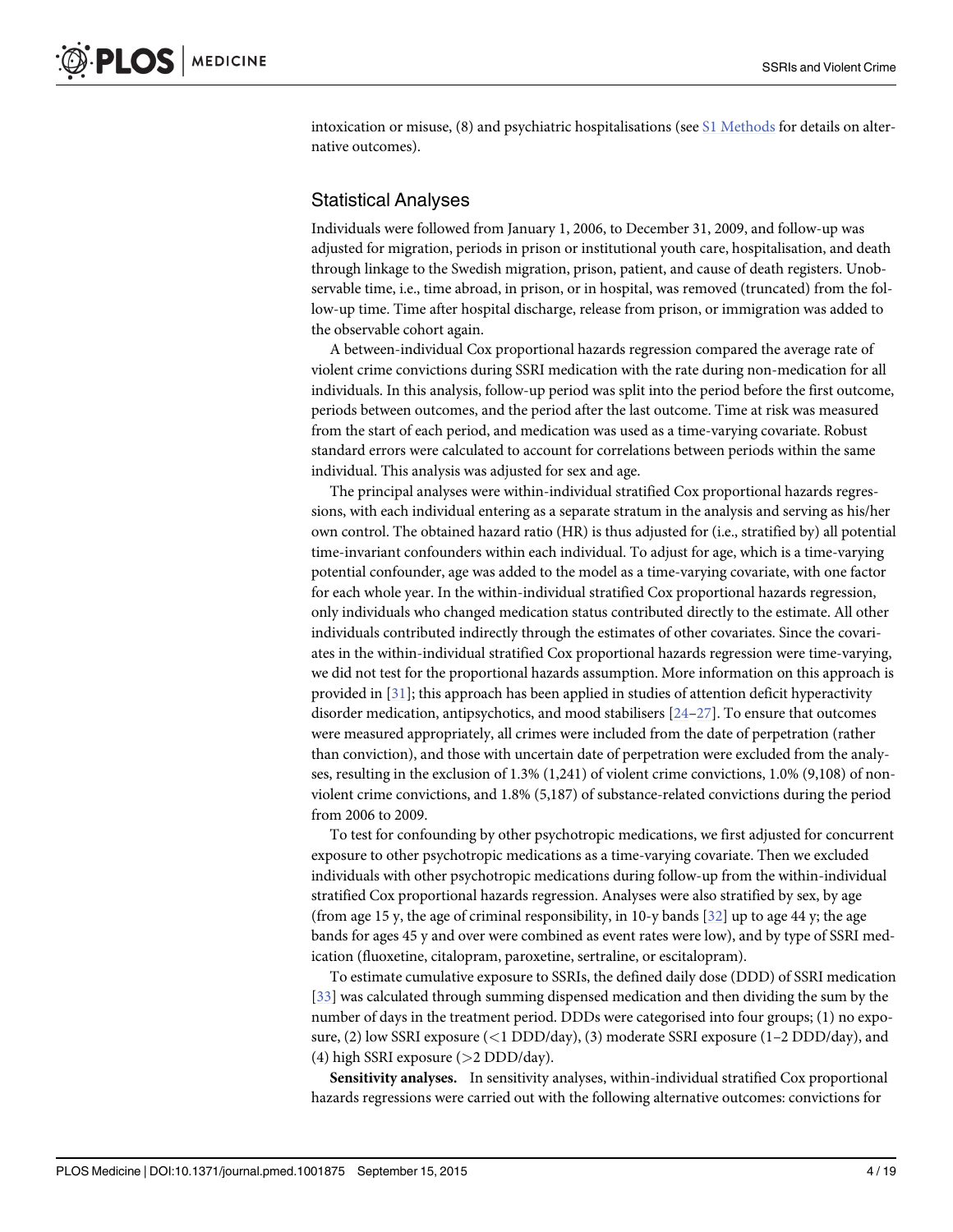intoxication or misuse, (8) and psychiatric hospitalisations (see S1 Methods for details on alternative outcomes).

## Statistical Analyses

Individuals were followed from January 1, 2006, to December 31, 2009, and follow-up was adjusted for migration, periods in prison or institutional youth care, hospitalisation, and death through linkage to the Swedish migration, prison, patient, and cause of death registers. Unobservable time, i.e., time abroad, in prison, or in hospital, was removed (truncated) from the follow-up time. Time after hospital discharge, release from prison, or immigration was added to the observable cohort again.

A between-individual Cox proportional hazards regression compared the average rate of violent crime convictions during SSRI medication with the rate during non-medication for all individuals. In this analysis, follow-up period was split into the period before the first outcome, periods between outcomes, and the period after the last outcome. Time at risk was measured from the start of each period, and medication was used as a time-varying covariate. Robust standard errors were calculated to account for correlations between periods within the same individual. This analysis was adjusted for sex and age.

The principal analyses were within-individual stratified Cox proportional hazards regressions, with each individual entering as a separate stratum in the analysis and serving as his/her own control. The obtained hazard ratio (HR) is thus adjusted for (i.e., stratified by) all potential time-invariant confounders within each individual. To adjust for age, which is a time-varying potential confounder, age was added to the model as a time-varying covariate, with one factor for each whole year. In the within-individual stratified Cox proportional hazards regression, only individuals who changed medication status contributed directly to the estimate. All other individuals contributed indirectly through the estimates of other covariates. Since the covariates in the within-individual stratified Cox proportional hazards regression were time-varying, we did not test for the proportional hazards assumption. More information on this approach is provided in [31]; this approach has been applied in studies of attention deficit hyperactivity disorder medication, antipsychotics, and mood stabilisers [24–27]. To ensure that outcomes were measured appropriately, all crimes were included from the date of perpetration (rather than conviction), and those with uncertain date of perpetration were excluded from the analyses, resulting in the exclusion of 1.3% (1,241) of violent crime convictions, 1.0% (9,108) of non-violent crime convictions, and 1.8% (5,187) of substance-related convictions during the period from 2006 to 2009.

To test for confounding by other psychotropic medications, we first adjusted for concurrent exposure to other psychotropic medications as a time-varying covariate. Then we excluded individuals with other psychotropic medications during follow-up from the within-individual stratified Cox proportional hazards regression. Analyses were also stratified by sex, by age (from age 15 y, the age of criminal responsibility, in 10-y bands [32] up to age 44 y; the age bands for ages 45 y and over were combined as event rates were low), and by type of SSRI medication (fluoxetine, citalopram, paroxetine, sertraline, or escitalopram).

To estimate cumulative exposure to SSRIs, the defined daily dose (DDD) of SSRI medication [33] was calculated through summing dispensed medication and then dividing the sum by the number of days in the treatment period. DDDs were categorised into four groups; (1) no exposure, (2) low SSRI exposure (<1 DDD/day), (3) moderate SSRI exposure (1–2 DDD/day), and (4) high SSRI exposure (>2 DDD/day).

**Sensitivity analyses.** In sensitivity analyses, within-individual stratified Cox proportional hazards regressions were carried out with the following alternative outcomes: convictions for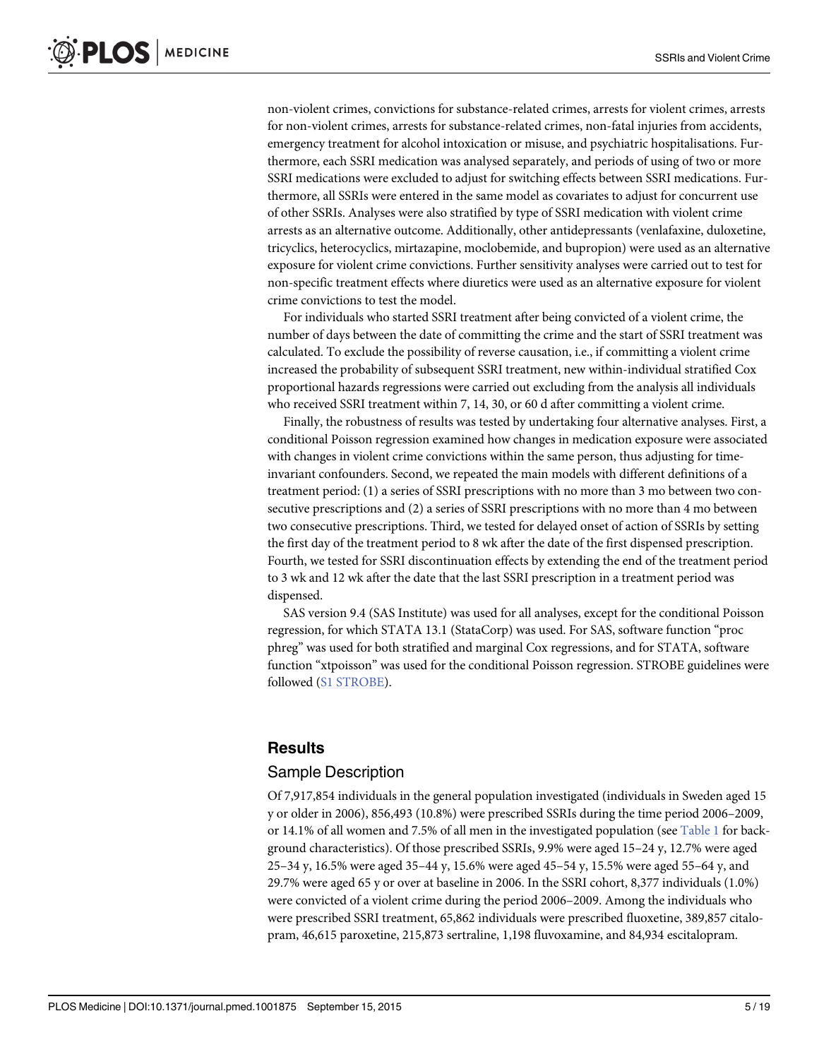non-violent crimes, convictions for substance-related crimes, arrests for violent crimes, arrests for non-violent crimes, arrests for substance-related crimes, non-fatal injuries from accidents, emergency treatment for alcohol intoxication or misuse, and psychiatric hospitalisations. Furthermore, each SSRI medication was analysed separately, and periods of using of two or more SSRI medications were excluded to adjust for switching effects between SSRI medications. Furthermore, all SSRIs were entered in the same model as covariates to adjust for concurrent use of other SSRIs. Analyses were also stratified by type of SSRI medication with violent crime arrests as an alternative outcome. Additionally, other antidepressants (venlafaxine, duloxetine, tricyclics, heterocyclics, mirtazapine, moclobemide, and bupropion) were used as an alternative exposure for violent crime convictions. Further sensitivity analyses were carried out to test for non-specific treatment effects where diuretics were used as an alternative exposure for violent crime convictions to test the model.

For individuals who started SSRI treatment after being convicted of a violent crime, the number of days between the date of committing the crime and the start of SSRI treatment was calculated. To exclude the possibility of reverse causation, i.e., if committing a violent crime increased the probability of subsequent SSRI treatment, new within-individual stratified Cox proportional hazards regressions were carried out excluding from the analysis all individuals who received SSRI treatment within 7, 14, 30, or 60 d after committing a violent crime.

Finally, the robustness of results was tested by undertaking four alternative analyses. First, a conditional Poisson regression examined how changes in medication exposure were associated with changes in violent crime convictions within the same person, thus adjusting for time-invariant confounders. Second, we repeated the main models with different definitions of a treatment period: (1) a series of SSRI prescriptions with no more than 3 mo between two consecutive prescriptions and (2) a series of SSRI prescriptions with no more than 4 mo between two consecutive prescriptions. Third, we tested for delayed onset of action of SSRIs by setting the first day of the treatment period to 8 wk after the date of the first dispensed prescription. Fourth, we tested for SSRI discontinuation effects by extending the end of the treatment period to 3 wk and 12 wk after the date that the last SSRI prescription in a treatment period was dispensed.

SAS version 9.4 (SAS Institute) was used for all analyses, except for the conditional Poisson regression, for which STATA 13.1 (StataCorp) was used. For SAS, software function "proc phreg" was used for both stratified and marginal Cox regressions, and for STATA, software function "xtpoisson" was used for the conditional Poisson regression. STROBE guidelines were followed (S1 STROBE).

## Results

### Sample Description

Of 7,917,854 individuals in the general population investigated (individuals in Sweden aged 15 y or older in 2006), 856,493 (10.8%) were prescribed SSRIs during the time period 2006–2009, or 14.1% of all women and 7.5% of all men in the investigated population (see Table 1 for background characteristics). Of those prescribed SSRIs, 9.9% were aged 15–24 y, 12.7% were aged 25–34 y, 16.5% were aged 35–44 y, 15.6% were aged 45–54 y, 15.5% were aged 55–64 y, and 29.7% were aged 65 y or over at baseline in 2006. In the SSRI cohort, 8,377 individuals (1.0%) were convicted of a violent crime during the period 2006–2009. Among the individuals who were prescribed SSRI treatment, 65,862 individuals were prescribed fluoxetine, 389,857 citalopram, 46,615 paroxetine, 215,873 sertraline, 1,198 fluvoxamine, and 84,934 escitalopram.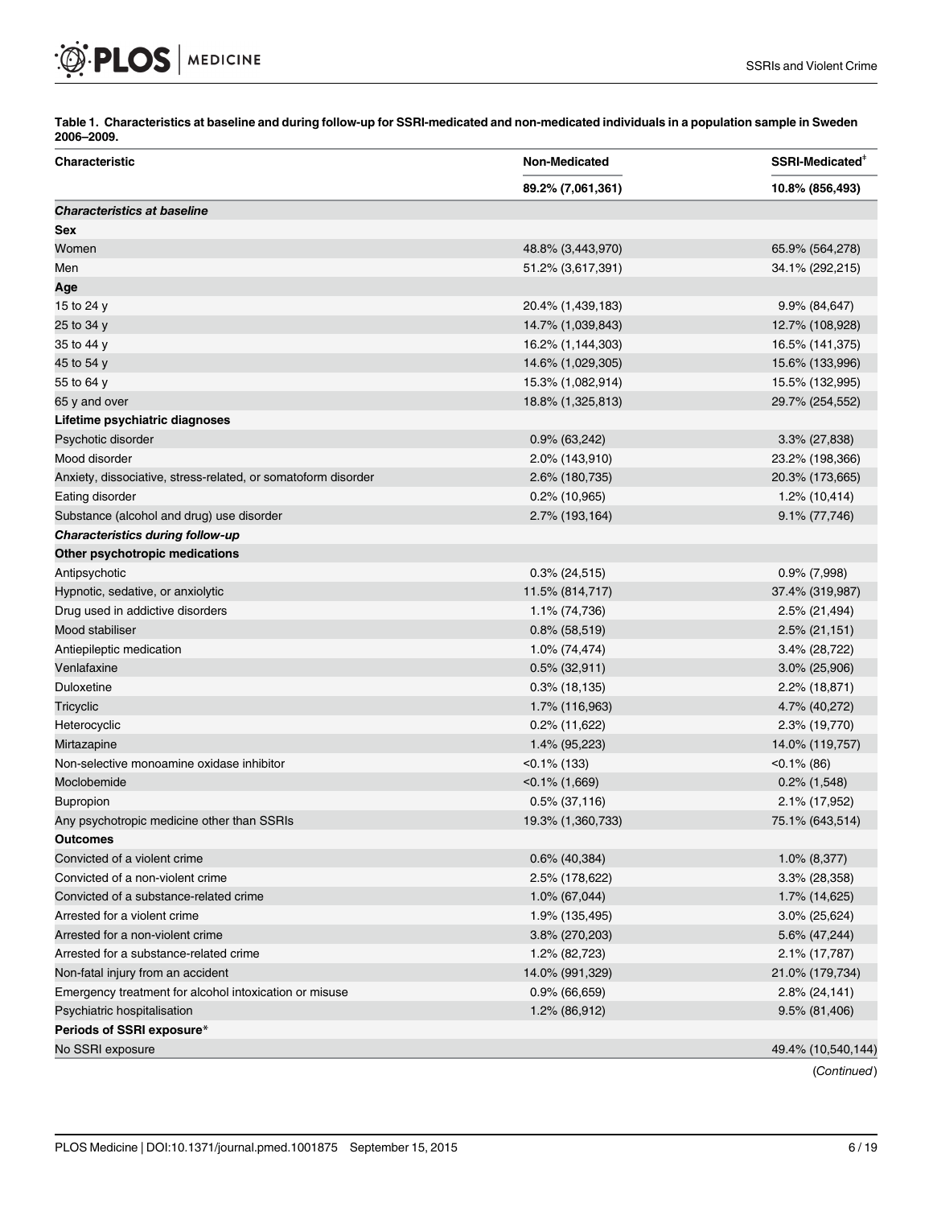**Table 1. Characteristics at baseline and during follow-up for SSRI-medicated and non-medicated individuals in a population sample in Sweden 2006–2009.**

| Characteristic | Non-Medicated | SSRI-Medicated[‡] |
|---|---|---|
| | 89.2% (7,061,361) | 10.8% (856,493) |
| ***Characteristics at baseline*** | | |
| **Sex** | | |
| Women | 48.8% (3,443,970) | 65.9% (564,278) |
| Men | 51.2% (3,617,391) | 34.1% (292,215) |
| **Age** | | |
| 15 to 24 y | 20.4% (1,439,183) | 9.9% (84,647) |
| 25 to 34 y | 14.7% (1,039,843) | 12.7% (108,928) |
| 35 to 44 y | 16.2% (1,144,303) | 16.5% (141,375) |
| 45 to 54 y | 14.6% (1,029,305) | 15.6% (133,996) |
| 55 to 64 y | 15.3% (1,082,914) | 15.5% (132,995) |
| 65 y and over | 18.8% (1,325,813) | 29.7% (254,552) |
| **Lifetime psychiatric diagnoses** | | |
| Psychotic disorder | 0.9% (63,242) | 3.3% (27,838) |
| Mood disorder | 2.0% (143,910) | 23.2% (198,366) |
| Anxiety, dissociative, stress-related, or somatoform disorder | 2.6% (180,735) | 20.3% (173,665) |
| Eating disorder | 0.2% (10,965) | 1.2% (10,414) |
| Substance (alcohol and drug) use disorder | 2.7% (193,164) | 9.1% (77,746) |
| ***Characteristics during follow-up*** | | |
| **Other psychotropic medications** | | |
| Antipsychotic | 0.3% (24,515) | 0.9% (7,998) |
| Hypnotic, sedative, or anxiolytic | 11.5% (814,717) | 37.4% (319,987) |
| Drug used in addictive disorders | 1.1% (74,736) | 2.5% (21,494) |
| Mood stabiliser | 0.8% (58,519) | 2.5% (21,151) |
| Antiepileptic medication | 1.0% (74,474) | 3.4% (28,722) |
| Venlafaxine | 0.5% (32,911) | 3.0% (25,906) |
| Duloxetine | 0.3% (18,135) | 2.2% (18,871) |
| Tricyclic | 1.7% (116,963) | 4.7% (40,272) |
| Heterocyclic | 0.2% (11,622) | 2.3% (19,770) |
| Mirtazapine | 1.4% (95,223) | 14.0% (119,757) |
| Non-selective monoamine oxidase inhibitor | <0.1% (133) | <0.1% (86) |
| Moclobemide | <0.1% (1,669) | 0.2% (1,548) |
| Bupropion | 0.5% (37,116) | 2.1% (17,952) |
| Any psychotropic medicine other than SSRIs | 19.3% (1,360,733) | 75.1% (643,514) |
| **Outcomes** | | |
| Convicted of a violent crime | 0.6% (40,384) | 1.0% (8,377) |
| Convicted of a non-violent crime | 2.5% (178,622) | 3.3% (28,358) |
| Convicted of a substance-related crime | 1.0% (67,044) | 1.7% (14,625) |
| Arrested for a violent crime | 1.9% (135,495) | 3.0% (25,624) |
| Arrested for a non-violent crime | 3.8% (270,203) | 5.6% (47,244) |
| Arrested for a substance-related crime | 1.2% (82,723) | 2.1% (17,787) |
| Non-fatal injury from an accident | 14.0% (991,329) | 21.0% (179,734) |
| Emergency treatment for alcohol intoxication or misuse | 0.9% (66,659) | 2.8% (24,141) |
| Psychiatric hospitalisation | 1.2% (86,912) | 9.5% (81,406) |
| **Periods of SSRI exposure*** | | |
| No SSRI exposure | | 49.4% (10,540,144) |

(*Continued*)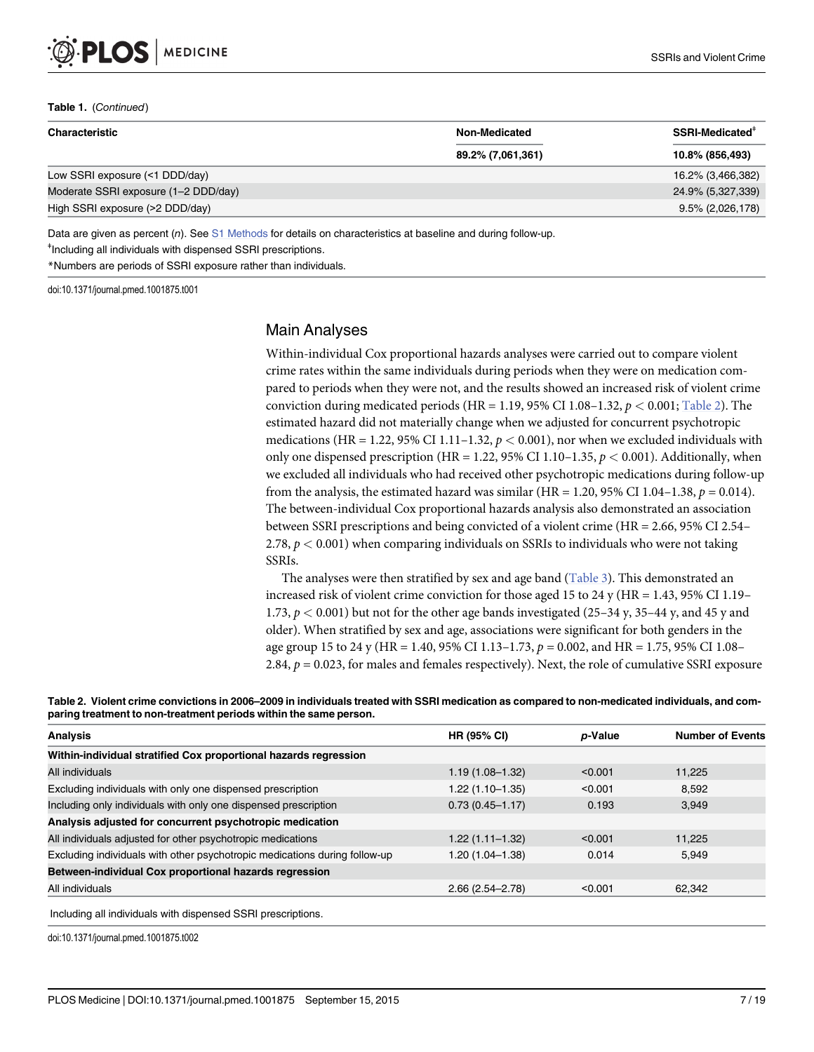**Table 1.** (*Continued*)

| Characteristic | Non-Medicated | SSRI-Medicated[‡] |
|---|---|---|
| | 89.2% (7,061,361) | 10.8% (856,493) |
| Low SSRI exposure (<1 DDD/day) | | 16.2% (3,466,382) |
| Moderate SSRI exposure (1–2 DDD/day) | | 24.9% (5,327,339) |
| High SSRI exposure (>2 DDD/day) | | 9.5% (2,026,178) |

Data are given as percent (*n*). See S1 Methods for details on characteristics at baseline and during follow-up.

[‡]Including all individuals with dispensed SSRI prescriptions.

*Numbers are periods of SSRI exposure rather than individuals.

doi:10.1371/journal.pmed.1001875.t001

## Main Analyses

Within-individual Cox proportional hazards analyses were carried out to compare violent crime rates within the same individuals during periods when they were on medication compared to periods when they were not, and the results showed an increased risk of violent crime conviction during medicated periods (HR = 1.19, 95% CI 1.08–1.32, $p < 0.001$; Table 2). The estimated hazard did not materially change when we adjusted for concurrent psychotropic medications (HR = 1.22, 95% CI 1.11–1.32, $p < 0.001$), nor when we excluded individuals with only one dispensed prescription (HR = 1.22, 95% CI 1.10–1.35, $p < 0.001$). Additionally, when we excluded all individuals who had received other psychotropic medications during follow-up from the analysis, the estimated hazard was similar (HR = 1.20, 95% CI 1.04–1.38, $p = 0.014$). The between-individual Cox proportional hazards analysis also demonstrated an association between SSRI prescriptions and being convicted of a violent crime (HR = 2.66, 95% CI 2.54–2.78, $p < 0.001$) when comparing individuals on SSRIs to individuals who were not taking SSRIs.

The analyses were then stratified by sex and age band (Table 3). This demonstrated an increased risk of violent crime conviction for those aged 15 to 24 y (HR = 1.43, 95% CI 1.19–1.73, $p < 0.001$) but not for the other age bands investigated (25–34 y, 35–44 y, and 45 y and older). When stratified by sex and age, associations were significant for both genders in the age group 15 to 24 y (HR = 1.40, 95% CI 1.13–1.73, $p = 0.002$, and HR = 1.75, 95% CI 1.08–2.84, $p = 0.023$, for males and females respectively). Next, the role of cumulative SSRI exposure

**Table 2. Violent crime convictions in 2006–2009 in individuals treated with SSRI medication as compared to non-medicated individuals, and comparing treatment to non-treatment periods within the same person.**

| Analysis | HR (95% CI) | *p*-Value | Number of Events |
|---|---|---|---|
| **Within-individual stratified Cox proportional hazards regression** | | | |
| All individuals | 1.19 (1.08–1.32) | <0.001 | 11,225 |
| Excluding individuals with only one dispensed prescription | 1.22 (1.10–1.35) | <0.001 | 8,592 |
| Including only individuals with only one dispensed prescription | 0.73 (0.45–1.17) | 0.193 | 3,949 |
| **Analysis adjusted for concurrent psychotropic medication** | | | |
| All individuals adjusted for other psychotropic medications | 1.22 (1.11–1.32) | <0.001 | 11,225 |
| Excluding individuals with other psychotropic medications during follow-up | 1.20 (1.04–1.38) | 0.014 | 5,949 |
| **Between-individual Cox proportional hazards regression** | | | |
| All individuals | 2.66 (2.54–2.78) | <0.001 | 62,342 |

Including all individuals with dispensed SSRI prescriptions.

doi:10.1371/journal.pmed.1001875.t002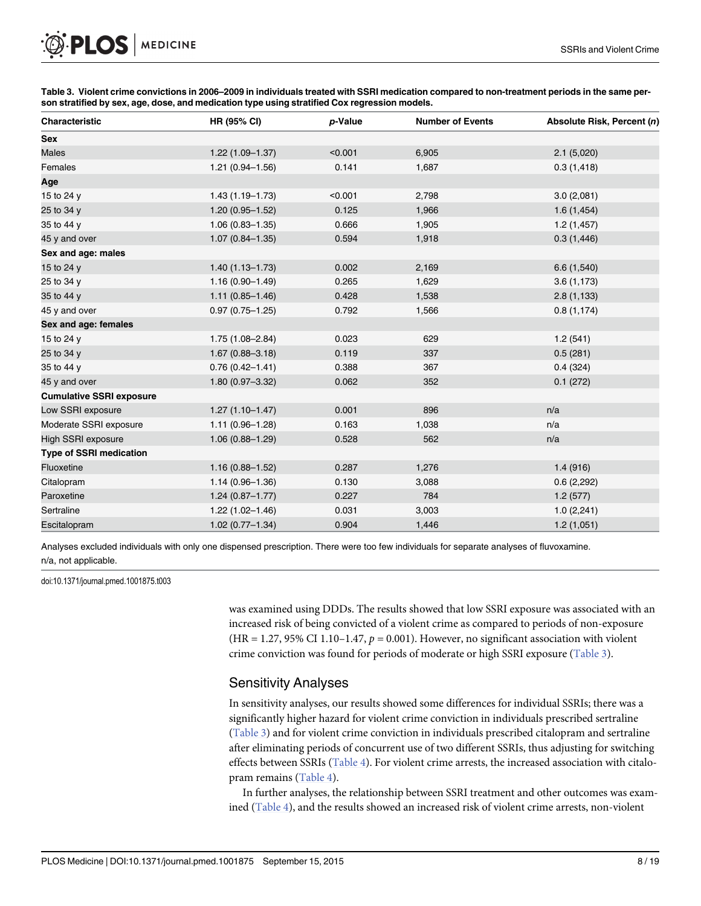**Table 3. Violent crime convictions in 2006–2009 in individuals treated with SSRI medication compared to non-treatment periods in the same person stratified by sex, age, dose, and medication type using stratified Cox regression models.**

| Characteristic | HR (95% CI) | *p*-Value | Number of Events | Absolute Risk, Percent (*n*) |
|---|---|---|---|---|
| **Sex** | | | | |
| Males | 1.22 (1.09–1.37) | <0.001 | 6,905 | 2.1 (5,020) |
| Females | 1.21 (0.94–1.56) | 0.141 | 1,687 | 0.3 (1,418) |
| **Age** | | | | |
| 15 to 24 y | 1.43 (1.19–1.73) | <0.001 | 2,798 | 3.0 (2,081) |
| 25 to 34 y | 1.20 (0.95–1.52) | 0.125 | 1,966 | 1.6 (1,454) |
| 35 to 44 y | 1.06 (0.83–1.35) | 0.666 | 1,905 | 1.2 (1,457) |
| 45 y and over | 1.07 (0.84–1.35) | 0.594 | 1,918 | 0.3 (1,446) |
| **Sex and age: males** | | | | |
| 15 to 24 y | 1.40 (1.13–1.73) | 0.002 | 2,169 | 6.6 (1,540) |
| 25 to 34 y | 1.16 (0.90–1.49) | 0.265 | 1,629 | 3.6 (1,173) |
| 35 to 44 y | 1.11 (0.85–1.46) | 0.428 | 1,538 | 2.8 (1,133) |
| 45 y and over | 0.97 (0.75–1.25) | 0.792 | 1,566 | 0.8 (1,174) |
| **Sex and age: females** | | | | |
| 15 to 24 y | 1.75 (1.08–2.84) | 0.023 | 629 | 1.2 (541) |
| 25 to 34 y | 1.67 (0.88–3.18) | 0.119 | 337 | 0.5 (281) |
| 35 to 44 y | 0.76 (0.42–1.41) | 0.388 | 367 | 0.4 (324) |
| 45 y and over | 1.80 (0.97–3.32) | 0.062 | 352 | 0.1 (272) |
| **Cumulative SSRI exposure** | | | | |
| Low SSRI exposure | 1.27 (1.10–1.47) | 0.001 | 896 | n/a |
| Moderate SSRI exposure | 1.11 (0.96–1.28) | 0.163 | 1,038 | n/a |
| High SSRI exposure | 1.06 (0.88–1.29) | 0.528 | 562 | n/a |
| **Type of SSRI medication** | | | | |
| Fluoxetine | 1.16 (0.88–1.52) | 0.287 | 1,276 | 1.4 (916) |
| Citalopram | 1.14 (0.96–1.36) | 0.130 | 3,088 | 0.6 (2,292) |
| Paroxetine | 1.24 (0.87–1.77) | 0.227 | 784 | 1.2 (577) |
| Sertraline | 1.22 (1.02–1.46) | 0.031 | 3,003 | 1.0 (2,241) |
| Escitalopram | 1.02 (0.77–1.34) | 0.904 | 1,446 | 1.2 (1,051) |

Analyses excluded individuals with only one dispensed prescription. There were too few individuals for separate analyses of fluvoxamine.
n/a, not applicable.

doi:10.1371/journal.pmed.1001875.t003

was examined using DDDs. The results showed that low SSRI exposure was associated with an increased risk of being convicted of a violent crime as compared to periods of non-exposure (HR = 1.27, 95% CI 1.10–1.47, $p = 0.001$). However, no significant association with violent crime conviction was found for periods of moderate or high SSRI exposure (Table 3).

## Sensitivity Analyses

In sensitivity analyses, our results showed some differences for individual SSRIs; there was a significantly higher hazard for violent crime conviction in individuals prescribed sertraline (Table 3) and for violent crime conviction in individuals prescribed citalopram and sertraline after eliminating periods of concurrent use of two different SSRIs, thus adjusting for switching effects between SSRIs (Table 4). For violent crime arrests, the increased association with citalopram remains (Table 4).

In further analyses, the relationship between SSRI treatment and other outcomes was examined (Table 4), and the results showed an increased risk of violent crime arrests, non-violent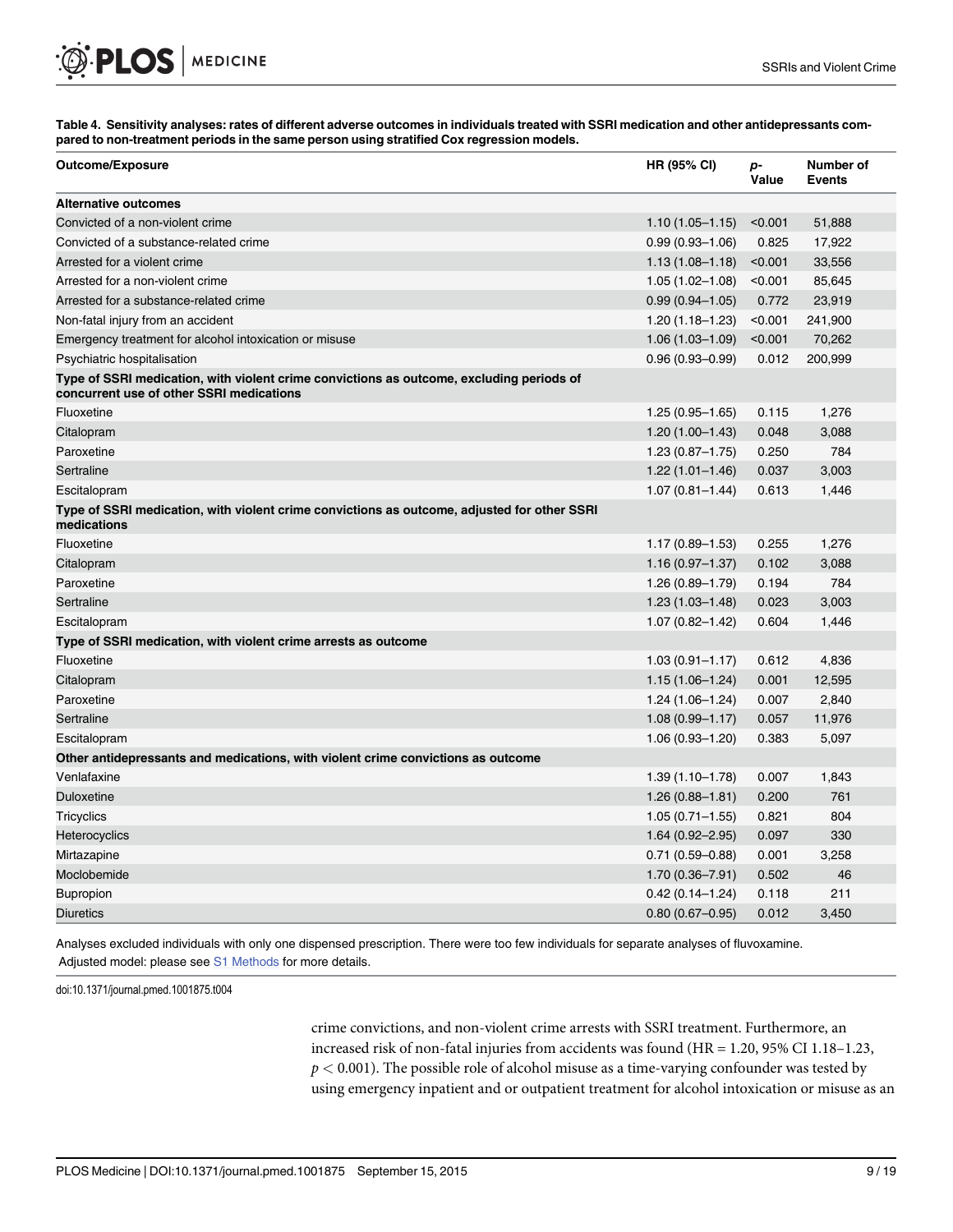**Table 4. Sensitivity analyses: rates of different adverse outcomes in individuals treated with SSRI medication and other antidepressants compared to non-treatment periods in the same person using stratified Cox regression models.**

| Outcome/Exposure | HR (95% CI) | *p*-Value | Number of Events |
|---|---|---|---|
| **Alternative outcomes** | | | |
| Convicted of a non-violent crime | 1.10 (1.05–1.15) | <0.001 | 51,888 |
| Convicted of a substance-related crime | 0.99 (0.93–1.06) | 0.825 | 17,922 |
| Arrested for a violent crime | 1.13 (1.08–1.18) | <0.001 | 33,556 |
| Arrested for a non-violent crime | 1.05 (1.02–1.08) | <0.001 | 85,645 |
| Arrested for a substance-related crime | 0.99 (0.94–1.05) | 0.772 | 23,919 |
| Non-fatal injury from an accident | 1.20 (1.18–1.23) | <0.001 | 241,900 |
| Emergency treatment for alcohol intoxication or misuse | 1.06 (1.03–1.09) | <0.001 | 70,262 |
| Psychiatric hospitalisation | 0.96 (0.93–0.99) | 0.012 | 200,999 |
| **Type of SSRI medication, with violent crime convictions as outcome, excluding periods of concurrent use of other SSRI medications** | | | |
| Fluoxetine | 1.25 (0.95–1.65) | 0.115 | 1,276 |
| Citalopram | 1.20 (1.00–1.43) | 0.048 | 3,088 |
| Paroxetine | 1.23 (0.87–1.75) | 0.250 | 784 |
| Sertraline | 1.22 (1.01–1.46) | 0.037 | 3,003 |
| Escitalopram | 1.07 (0.81–1.44) | 0.613 | 1,446 |
| **Type of SSRI medication, with violent crime convictions as outcome, adjusted for other SSRI medications** | | | |
| Fluoxetine | 1.17 (0.89–1.53) | 0.255 | 1,276 |
| Citalopram | 1.16 (0.97–1.37) | 0.102 | 3,088 |
| Paroxetine | 1.26 (0.89–1.79) | 0.194 | 784 |
| Sertraline | 1.23 (1.03–1.48) | 0.023 | 3,003 |
| Escitalopram | 1.07 (0.82–1.42) | 0.604 | 1,446 |
| **Type of SSRI medication, with violent crime arrests as outcome** | | | |
| Fluoxetine | 1.03 (0.91–1.17) | 0.612 | 4,836 |
| Citalopram | 1.15 (1.06–1.24) | 0.001 | 12,595 |
| Paroxetine | 1.24 (1.06–1.24) | 0.007 | 2,840 |
| Sertraline | 1.08 (0.99–1.17) | 0.057 | 11,976 |
| Escitalopram | 1.06 (0.93–1.20) | 0.383 | 5,097 |
| **Other antidepressants and medications, with violent crime convictions as outcome** | | | |
| Venlafaxine | 1.39 (1.10–1.78) | 0.007 | 1,843 |
| Duloxetine | 1.26 (0.88–1.81) | 0.200 | 761 |
| Tricyclics | 1.05 (0.71–1.55) | 0.821 | 804 |
| Heterocyclics | 1.64 (0.92–2.95) | 0.097 | 330 |
| Mirtazapine | 0.71 (0.59–0.88) | 0.001 | 3,258 |
| Moclobemide | 1.70 (0.36–7.91) | 0.502 | 46 |
| Bupropion | 0.42 (0.14–1.24) | 0.118 | 211 |
| Diuretics | 0.80 (0.67–0.95) | 0.012 | 3,450 |

Analyses excluded individuals with only one dispensed prescription. There were too few individuals for separate analyses of fluvoxamine.
Adjusted model: please see S1 Methods for more details.

doi:10.1371/journal.pmed.1001875.t004

crime convictions, and non-violent crime arrests with SSRI treatment. Furthermore, an increased risk of non-fatal injuries from accidents was found (HR = 1.20, 95% CI 1.18–1.23, $p < 0.001$). The possible role of alcohol misuse as a time-varying confounder was tested by using emergency inpatient and or outpatient treatment for alcohol intoxication or misuse as an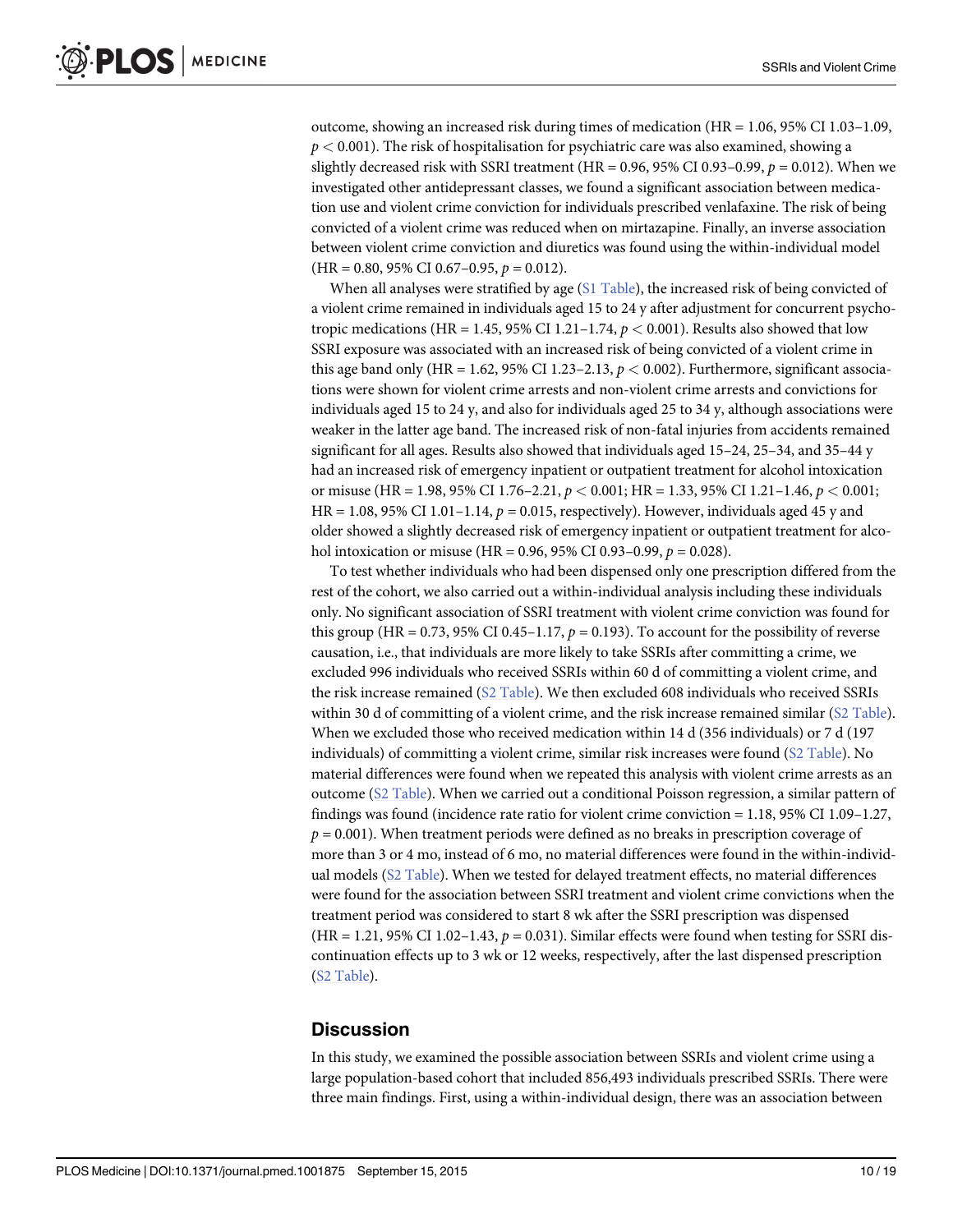outcome, showing an increased risk during times of medication (HR = 1.06, 95% CI 1.03–1.09, $p < 0.001$). The risk of hospitalisation for psychiatric care was also examined, showing a slightly decreased risk with SSRI treatment (HR = 0.96, 95% CI 0.93–0.99, $p = 0.012$). When we investigated other antidepressant classes, we found a significant association between medication use and violent crime conviction for individuals prescribed venlafaxine. The risk of being convicted of a violent crime was reduced when on mirtazapine. Finally, an inverse association between violent crime conviction and diuretics was found using the within-individual model (HR = 0.80, 95% CI 0.67–0.95, $p = 0.012$).

When all analyses were stratified by age (S1 Table), the increased risk of being convicted of a violent crime remained in individuals aged 15 to 24 y after adjustment for concurrent psychotropic medications (HR = 1.45, 95% CI 1.21–1.74, $p < 0.001$). Results also showed that low SSRI exposure was associated with an increased risk of being convicted of a violent crime in this age band only (HR = 1.62, 95% CI 1.23–2.13, $p < 0.002$). Furthermore, significant associations were shown for violent crime arrests and non-violent crime arrests and convictions for individuals aged 15 to 24 y, and also for individuals aged 25 to 34 y, although associations were weaker in the latter age band. The increased risk of non-fatal injuries from accidents remained significant for all ages. Results also showed that individuals aged 15–24, 25–34, and 35–44 y had an increased risk of emergency inpatient or outpatient treatment for alcohol intoxication or misuse (HR = 1.98, 95% CI 1.76–2.21, $p < 0.001$; HR = 1.33, 95% CI 1.21–1.46, $p < 0.001$; HR = 1.08, 95% CI 1.01–1.14, $p = 0.015$, respectively). However, individuals aged 45 y and older showed a slightly decreased risk of emergency inpatient or outpatient treatment for alcohol intoxication or misuse (HR = 0.96, 95% CI 0.93–0.99, $p = 0.028$).

To test whether individuals who had been dispensed only one prescription differed from the rest of the cohort, we also carried out a within-individual analysis including these individuals only. No significant association of SSRI treatment with violent crime conviction was found for this group (HR = 0.73, 95% CI 0.45–1.17, $p = 0.193$). To account for the possibility of reverse causation, i.e., that individuals are more likely to take SSRIs after committing a crime, we excluded 996 individuals who received SSRIs within 60 d of committing a violent crime, and the risk increase remained (S2 Table). We then excluded 608 individuals who received SSRIs within 30 d of committing of a violent crime, and the risk increase remained similar (S2 Table). When we excluded those who received medication within 14 d (356 individuals) or 7 d (197 individuals) of committing a violent crime, similar risk increases were found (S2 Table). No material differences were found when we repeated this analysis with violent crime arrests as an outcome (S2 Table). When we carried out a conditional Poisson regression, a similar pattern of findings was found (incidence rate ratio for violent crime conviction = 1.18, 95% CI 1.09–1.27, $p = 0.001$). When treatment periods were defined as no breaks in prescription coverage of more than 3 or 4 mo, instead of 6 mo, no material differences were found in the within-individual models (S2 Table). When we tested for delayed treatment effects, no material differences were found for the association between SSRI treatment and violent crime convictions when the treatment period was considered to start 8 wk after the SSRI prescription was dispensed (HR = 1.21, 95% CI 1.02–1.43, $p = 0.031$). Similar effects were found when testing for SSRI discontinuation effects up to 3 wk or 12 weeks, respectively, after the last dispensed prescription (S2 Table).

## Discussion

In this study, we examined the possible association between SSRIs and violent crime using a large population-based cohort that included 856,493 individuals prescribed SSRIs. There were three main findings. First, using a within-individual design, there was an association between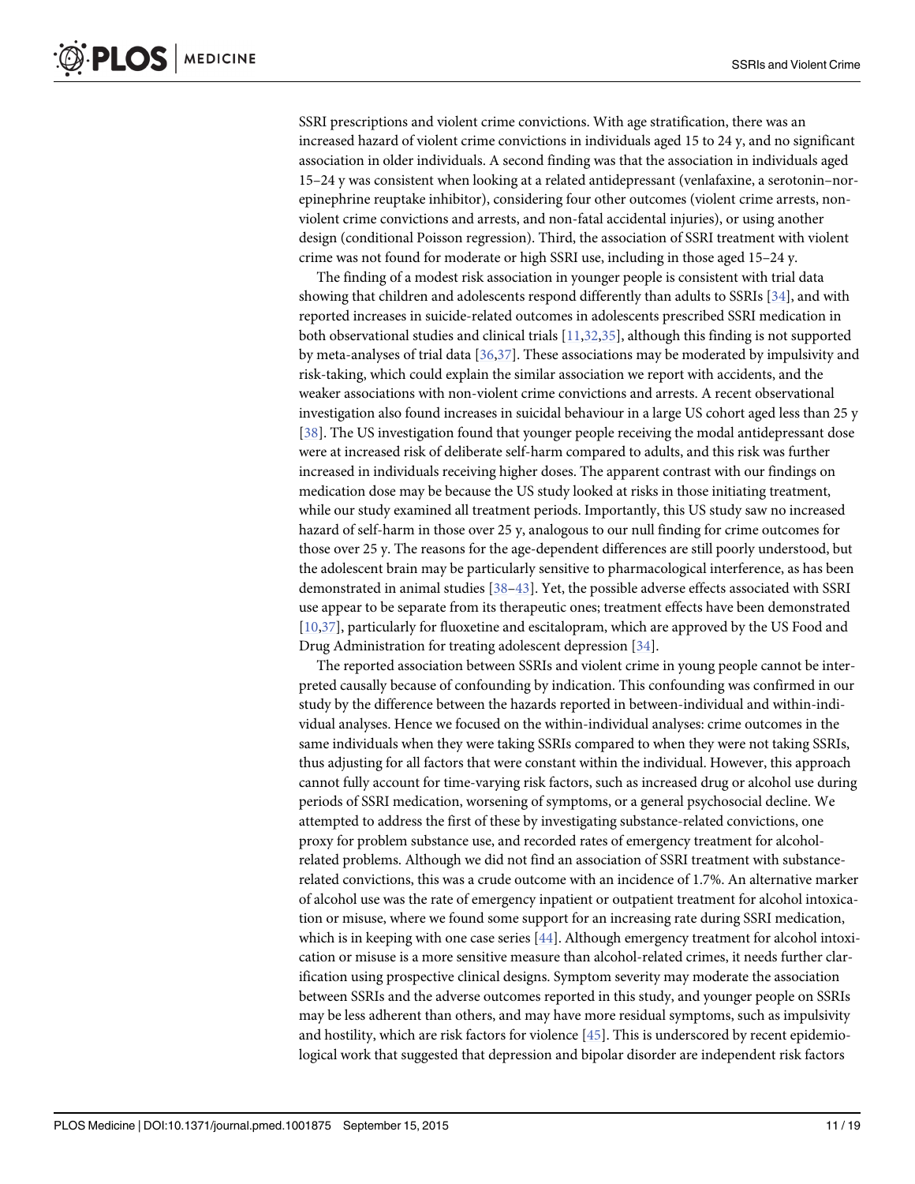SSRI prescriptions and violent crime convictions. With age stratification, there was an increased hazard of violent crime convictions in individuals aged 15 to 24 y, and no significant association in older individuals. A second finding was that the association in individuals aged 15–24 y was consistent when looking at a related antidepressant (venlafaxine, a serotonin–norepinephrine reuptake inhibitor), considering four other outcomes (violent crime arrests, non-violent crime convictions and arrests, and non-fatal accidental injuries), or using another design (conditional Poisson regression). Third, the association of SSRI treatment with violent crime was not found for moderate or high SSRI use, including in those aged 15–24 y.

The finding of a modest risk association in younger people is consistent with trial data showing that children and adolescents respond differently than adults to SSRIs [34], and with reported increases in suicide-related outcomes in adolescents prescribed SSRI medication in both observational studies and clinical trials [11,32,35], although this finding is not supported by meta-analyses of trial data [36,37]. These associations may be moderated by impulsivity and risk-taking, which could explain the similar association we report with accidents, and the weaker associations with non-violent crime convictions and arrests. A recent observational investigation also found increases in suicidal behaviour in a large US cohort aged less than 25 y [38]. The US investigation found that younger people receiving the modal antidepressant dose were at increased risk of deliberate self-harm compared to adults, and this risk was further increased in individuals receiving higher doses. The apparent contrast with our findings on medication dose may be because the US study looked at risks in those initiating treatment, while our study examined all treatment periods. Importantly, this US study saw no increased hazard of self-harm in those over 25 y, analogous to our null finding for crime outcomes for those over 25 y. The reasons for the age-dependent differences are still poorly understood, but the adolescent brain may be particularly sensitive to pharmacological interference, as has been demonstrated in animal studies [38–43]. Yet, the possible adverse effects associated with SSRI use appear to be separate from its therapeutic ones; treatment effects have been demonstrated [10,37], particularly for fluoxetine and escitalopram, which are approved by the US Food and Drug Administration for treating adolescent depression [34].

The reported association between SSRIs and violent crime in young people cannot be interpreted causally because of confounding by indication. This confounding was confirmed in our study by the difference between the hazards reported in between-individual and within-individual analyses. Hence we focused on the within-individual analyses: crime outcomes in the same individuals when they were taking SSRIs compared to when they were not taking SSRIs, thus adjusting for all factors that were constant within the individual. However, this approach cannot fully account for time-varying risk factors, such as increased drug or alcohol use during periods of SSRI medication, worsening of symptoms, or a general psychosocial decline. We attempted to address the first of these by investigating substance-related convictions, one proxy for problem substance use, and recorded rates of emergency treatment for alcohol-related problems. Although we did not find an association of SSRI treatment with substance-related convictions, this was a crude outcome with an incidence of 1.7%. An alternative marker of alcohol use was the rate of emergency inpatient or outpatient treatment for alcohol intoxication or misuse, where we found some support for an increasing rate during SSRI medication, which is in keeping with one case series [44]. Although emergency treatment for alcohol intoxication or misuse is a more sensitive measure than alcohol-related crimes, it needs further clarification using prospective clinical designs. Symptom severity may moderate the association between SSRIs and the adverse outcomes reported in this study, and younger people on SSRIs may be less adherent than others, and may have more residual symptoms, such as impulsivity and hostility, which are risk factors for violence [45]. This is underscored by recent epidemiological work that suggested that depression and bipolar disorder are independent risk factors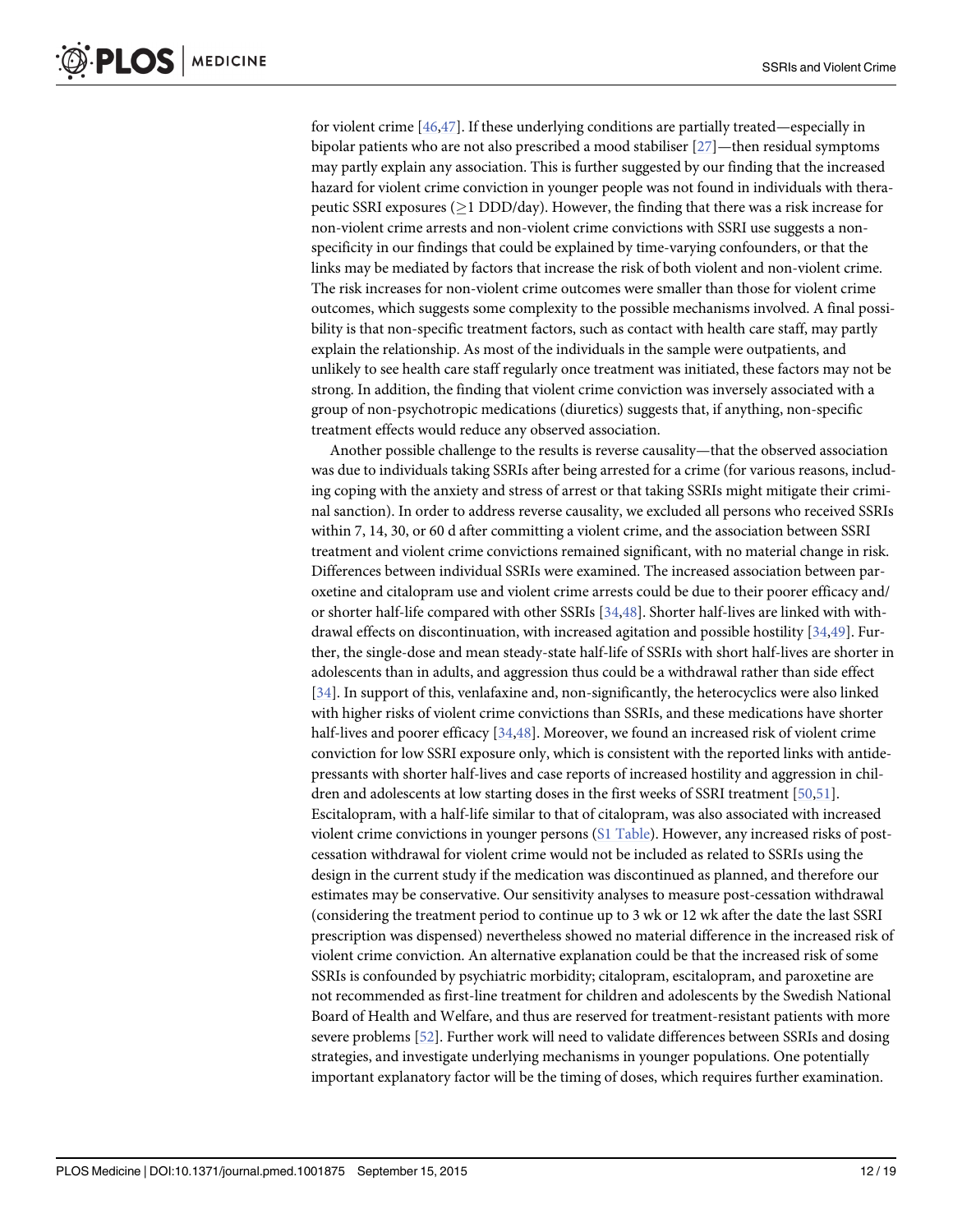for violent crime [46,47]. If these underlying conditions are partially treated—especially in bipolar patients who are not also prescribed a mood stabiliser [27]—then residual symptoms may partly explain any association. This is further suggested by our finding that the increased hazard for violent crime conviction in younger people was not found in individuals with therapeutic SSRI exposures ($\geq$1 DDD/day). However, the finding that there was a risk increase for non-violent crime arrests and non-violent crime convictions with SSRI use suggests a non-specificity in our findings that could be explained by time-varying confounders, or that the links may be mediated by factors that increase the risk of both violent and non-violent crime. The risk increases for non-violent crime outcomes were smaller than those for violent crime outcomes, which suggests some complexity to the possible mechanisms involved. A final possibility is that non-specific treatment factors, such as contact with health care staff, may partly explain the relationship. As most of the individuals in the sample were outpatients, and unlikely to see health care staff regularly once treatment was initiated, these factors may not be strong. In addition, the finding that violent crime conviction was inversely associated with a group of non-psychotropic medications (diuretics) suggests that, if anything, non-specific treatment effects would reduce any observed association.

Another possible challenge to the results is reverse causality—that the observed association was due to individuals taking SSRIs after being arrested for a crime (for various reasons, including coping with the anxiety and stress of arrest or that taking SSRIs might mitigate their criminal sanction). In order to address reverse causality, we excluded all persons who received SSRIs within 7, 14, 30, or 60 d after committing a violent crime, and the association between SSRI treatment and violent crime convictions remained significant, with no material change in risk. Differences between individual SSRIs were examined. The increased association between paroxetine and citalopram use and violent crime arrests could be due to their poorer efficacy and/or shorter half-life compared with other SSRIs [34,48]. Shorter half-lives are linked with withdrawal effects on discontinuation, with increased agitation and possible hostility [34,49]. Further, the single-dose and mean steady-state half-life of SSRIs with short half-lives are shorter in adolescents than in adults, and aggression thus could be a withdrawal rather than side effect [34]. In support of this, venlafaxine and, non-significantly, the heterocyclics were also linked with higher risks of violent crime convictions than SSRIs, and these medications have shorter half-lives and poorer efficacy [34,48]. Moreover, we found an increased risk of violent crime conviction for low SSRI exposure only, which is consistent with the reported links with antidepressants with shorter half-lives and case reports of increased hostility and aggression in children and adolescents at low starting doses in the first weeks of SSRI treatment [50,51]. Escitalopram, with a half-life similar to that of citalopram, was also associated with increased violent crime convictions in younger persons (S1 Table). However, any increased risks of post-cessation withdrawal for violent crime would not be included as related to SSRIs using the design in the current study if the medication was discontinued as planned, and therefore our estimates may be conservative. Our sensitivity analyses to measure post-cessation withdrawal (considering the treatment period to continue up to 3 wk or 12 wk after the date the last SSRI prescription was dispensed) nevertheless showed no material difference in the increased risk of violent crime conviction. An alternative explanation could be that the increased risk of some SSRIs is confounded by psychiatric morbidity; citalopram, escitalopram, and paroxetine are not recommended as first-line treatment for children and adolescents by the Swedish National Board of Health and Welfare, and thus are reserved for treatment-resistant patients with more severe problems [52]. Further work will need to validate differences between SSRIs and dosing strategies, and investigate underlying mechanisms in younger populations. One potentially important explanatory factor will be the timing of doses, which requires further examination.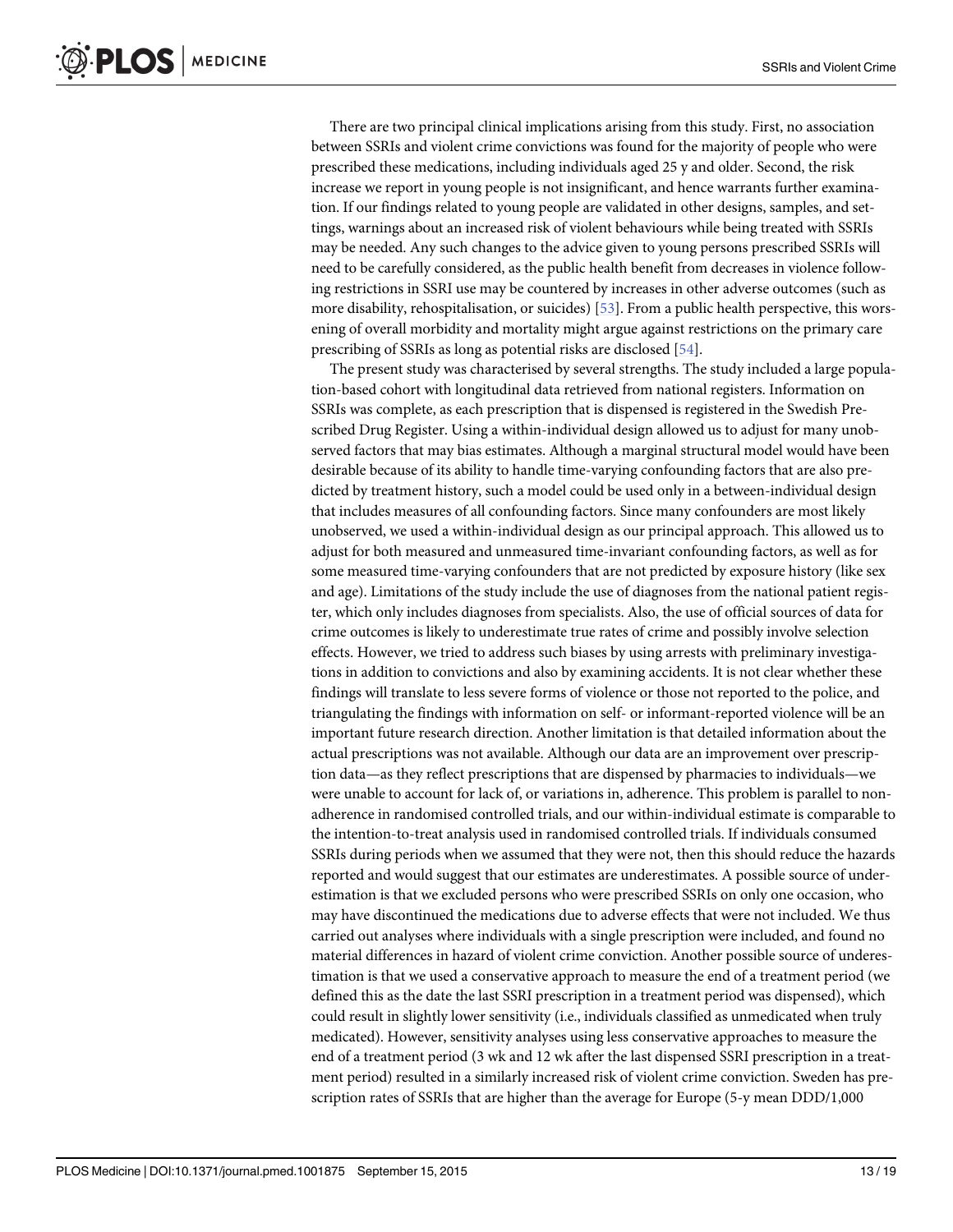There are two principal clinical implications arising from this study. First, no association between SSRIs and violent crime convictions was found for the majority of people who were prescribed these medications, including individuals aged 25 y and older. Second, the risk increase we report in young people is not insignificant, and hence warrants further examination. If our findings related to young people are validated in other designs, samples, and settings, warnings about an increased risk of violent behaviours while being treated with SSRIs may be needed. Any such changes to the advice given to young persons prescribed SSRIs will need to be carefully considered, as the public health benefit from decreases in violence following restrictions in SSRI use may be countered by increases in other adverse outcomes (such as more disability, rehospitalisation, or suicides) [53]. From a public health perspective, this worsening of overall morbidity and mortality might argue against restrictions on the primary care prescribing of SSRIs as long as potential risks are disclosed [54].

The present study was characterised by several strengths. The study included a large population-based cohort with longitudinal data retrieved from national registers. Information on SSRIs was complete, as each prescription that is dispensed is registered in the Swedish Prescribed Drug Register. Using a within-individual design allowed us to adjust for many unobserved factors that may bias estimates. Although a marginal structural model would have been desirable because of its ability to handle time-varying confounding factors that are also predicted by treatment history, such a model could be used only in a between-individual design that includes measures of all confounding factors. Since many confounders are most likely unobserved, we used a within-individual design as our principal approach. This allowed us to adjust for both measured and unmeasured time-invariant confounding factors, as well as for some measured time-varying confounders that are not predicted by exposure history (like sex and age). Limitations of the study include the use of diagnoses from the national patient register, which only includes diagnoses from specialists. Also, the use of official sources of data for crime outcomes is likely to underestimate true rates of crime and possibly involve selection effects. However, we tried to address such biases by using arrests with preliminary investigations in addition to convictions and also by examining accidents. It is not clear whether these findings will translate to less severe forms of violence or those not reported to the police, and triangulating the findings with information on self- or informant-reported violence will be an important future research direction. Another limitation is that detailed information about the actual prescriptions was not available. Although our data are an improvement over prescription data—as they reflect prescriptions that are dispensed by pharmacies to individuals—we were unable to account for lack of, or variations in, adherence. This problem is parallel to non-adherence in randomised controlled trials, and our within-individual estimate is comparable to the intention-to-treat analysis used in randomised controlled trials. If individuals consumed SSRIs during periods when we assumed that they were not, then this should reduce the hazards reported and would suggest that our estimates are underestimates. A possible source of underestimation is that we excluded persons who were prescribed SSRIs on only one occasion, who may have discontinued the medications due to adverse effects that were not included. We thus carried out analyses where individuals with a single prescription were included, and found no material differences in hazard of violent crime conviction. Another possible source of underestimation is that we used a conservative approach to measure the end of a treatment period (we defined this as the date the last SSRI prescription in a treatment period was dispensed), which could result in slightly lower sensitivity (i.e., individuals classified as unmedicated when truly medicated). However, sensitivity analyses using less conservative approaches to measure the end of a treatment period (3 wk and 12 wk after the last dispensed SSRI prescription in a treatment period) resulted in a similarly increased risk of violent crime conviction. Sweden has prescription rates of SSRIs that are higher than the average for Europe (5-y mean DDD/1,000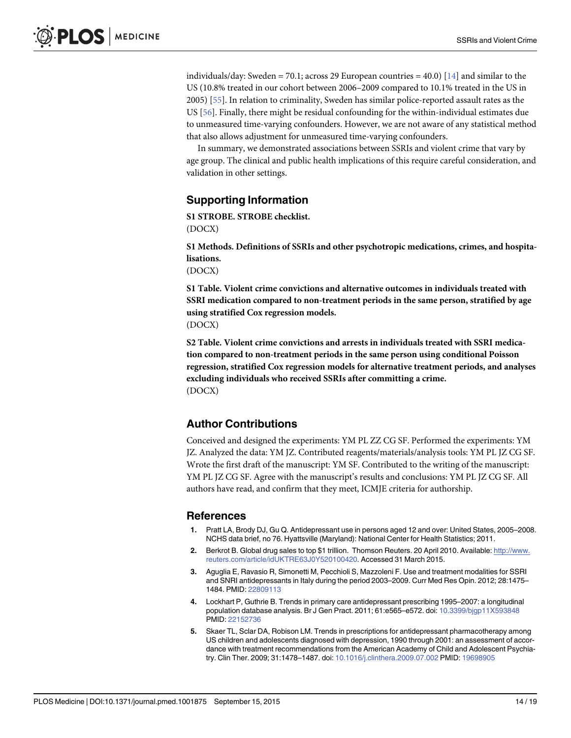individuals/day: Sweden = 70.1; across 29 European countries = 40.0) [14] and similar to the US (10.8% treated in our cohort between 2006–2009 compared to 10.1% treated in the US in 2005) [55]. In relation to criminality, Sweden has similar police-reported assault rates as the US [56]. Finally, there might be residual confounding for the within-individual estimates due to unmeasured time-varying confounders. However, we are not aware of any statistical method that also allows adjustment for unmeasured time-varying confounders.

In summary, we demonstrated associations between SSRIs and violent crime that vary by age group. The clinical and public health implications of this require careful consideration, and validation in other settings.

## Supporting Information

**S1 STROBE. STROBE checklist.**
(DOCX)

**S1 Methods. Definitions of SSRIs and other psychotropic medications, crimes, and hospitalisations.**
(DOCX)

**S1 Table. Violent crime convictions and alternative outcomes in individuals treated with SSRI medication compared to non-treatment periods in the same person, stratified by age using stratified Cox regression models.**
(DOCX)

**S2 Table. Violent crime convictions and arrests in individuals treated with SSRI medication compared to non-treatment periods in the same person using conditional Poisson regression, stratified Cox regression models for alternative treatment periods, and analyses excluding individuals who received SSRIs after committing a crime.**
(DOCX)

## Author Contributions

Conceived and designed the experiments: YM PL ZZ CG SF. Performed the experiments: YM JZ. Analyzed the data: YM JZ. Contributed reagents/materials/analysis tools: YM PL JZ CG SF. Wrote the first draft of the manuscript: YM SF. Contributed to the writing of the manuscript: YM PL JZ CG SF. Agree with the manuscript's results and conclusions: YM PL JZ CG SF. All authors have read, and confirm that they meet, ICMJE criteria for authorship.

## References

1. Pratt LA, Brody DJ, Gu Q. Antidepressant use in persons aged 12 and over: United States, 2005–2008. NCHS data brief, no 76. Hyattsville (Maryland): National Center for Health Statistics; 2011.
2. Berkrot B. Global drug sales to top $1 trillion. Thomson Reuters. 20 April 2010. Available: http://www.reuters.com/article/idUKTRE63J0Y520100420. Accessed 31 March 2015.
3. Aguglia E, Ravasio R, Simonetti M, Pecchioli S, Mazzoleni F. Use and treatment modalities for SSRI and SNRI antidepressants in Italy during the period 2003–2009. Curr Med Res Opin. 2012; 28:1475–1484. PMID: 22809113
4. Lockhart P, Guthrie B. Trends in primary care antidepressant prescribing 1995–2007: a longitudinal population database analysis. Br J Gen Pract. 2011; 61:e565–e572. doi: 10.3399/bjgp11X593848 PMID: 22152736
5. Skaer TL, Sclar DA, Robison LM. Trends in prescriptions for antidepressant pharmacotherapy among US children and adolescents diagnosed with depression, 1990 through 2001: an assessment of accordance with treatment recommendations from the American Academy of Child and Adolescent Psychiatry. Clin Ther. 2009; 31:1478–1487. doi: 10.1016/j.clinthera.2009.07.002 PMID: 19698905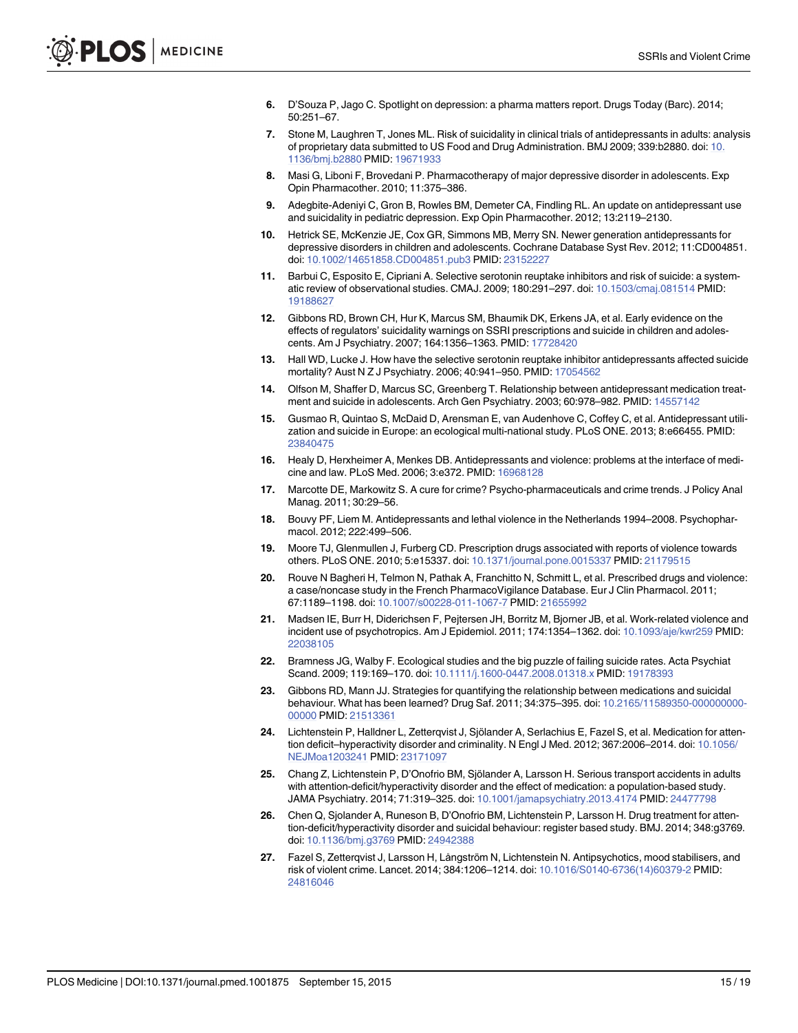6. D'Souza P, Jago C. Spotlight on depression: a pharma matters report. Drugs Today (Barc). 2014; 50:251–67.
7. Stone M, Laughren T, Jones ML. Risk of suicidality in clinical trials of antidepressants in adults: analysis of proprietary data submitted to US Food and Drug Administration. BMJ 2009; 339:b2880. doi: 10.1136/bmj.b2880 PMID: 19671933
8. Masi G, Liboni F, Brovedani P. Pharmacotherapy of major depressive disorder in adolescents. Exp Opin Pharmacother. 2010; 11:375–386.
9. Adegbite-Adeniyi C, Gron B, Rowles BM, Demeter CA, Findling RL. An update on antidepressant use and suicidality in pediatric depression. Exp Opin Pharmacother. 2012; 13:2119–2130.
10. Hetrick SE, McKenzie JE, Cox GR, Simmons MB, Merry SN. Newer generation antidepressants for depressive disorders in children and adolescents. Cochrane Database Syst Rev. 2012; 11:CD004851. doi: 10.1002/14651858.CD004851.pub3 PMID: 23152227
11. Barbui C, Esposito E, Cipriani A. Selective serotonin reuptake inhibitors and risk of suicide: a systematic review of observational studies. CMAJ. 2009; 180:291–297. doi: 10.1503/cmaj.081514 PMID: 19188627
12. Gibbons RD, Brown CH, Hur K, Marcus SM, Bhaumik DK, Erkens JA, et al. Early evidence on the effects of regulators' suicidality warnings on SSRI prescriptions and suicide in children and adolescents. Am J Psychiatry. 2007; 164:1356–1363. PMID: 17728420
13. Hall WD, Lucke J. How have the selective serotonin reuptake inhibitor antidepressants affected suicide mortality? Aust N Z J Psychiatry. 2006; 40:941–950. PMID: 17054562
14. Olfson M, Shaffer D, Marcus SC, Greenberg T. Relationship between antidepressant medication treatment and suicide in adolescents. Arch Gen Psychiatry. 2003; 60:978–982. PMID: 14557142
15. Gusmao R, Quintao S, McDaid D, Arensman E, van Audenhove C, Coffey C, et al. Antidepressant utilization and suicide in Europe: an ecological multi-national study. PLoS ONE. 2013; 8:e66455. PMID: 23840475
16. Healy D, Herxheimer A, Menkes DB. Antidepressants and violence: problems at the interface of medicine and law. PLoS Med. 2006; 3:e372. PMID: 16968128
17. Marcotte DE, Markowitz S. A cure for crime? Psycho-pharmaceuticals and crime trends. J Policy Anal Manag. 2011; 30:29–56.
18. Bouvy PF, Liem M. Antidepressants and lethal violence in the Netherlands 1994–2008. Psychopharmacol. 2012; 222:499–506.
19. Moore TJ, Glenmullen J, Furberg CD. Prescription drugs associated with reports of violence towards others. PLoS ONE. 2010; 5:e15337. doi: 10.1371/journal.pone.0015337 PMID: 21179515
20. Rouve N Bagheri H, Telmon N, Pathak A, Franchitto N, Schmitt L, et al. Prescribed drugs and violence: a case/noncase study in the French PharmacoVigilance Database. Eur J Clin Pharmacol. 2011; 67:1189–1198. doi: 10.1007/s00228-011-1067-7 PMID: 21655992
21. Madsen IE, Burr H, Diderichsen F, Pejtersen JH, Borritz M, Bjorner JB, et al. Work-related violence and incident use of psychotropics. Am J Epidemiol. 2011; 174:1354–1362. doi: 10.1093/aje/kwr259 PMID: 22038105
22. Bramness JG, Walby F. Ecological studies and the big puzzle of failing suicide rates. Acta Psychiat Scand. 2009; 119:169–170. doi: 10.1111/j.1600-0447.2008.01318.x PMID: 19178393
23. Gibbons RD, Mann JJ. Strategies for quantifying the relationship between medications and suicidal behaviour. What has been learned? Drug Saf. 2011; 34:375–395. doi: 10.2165/11589350-000000000-00000 PMID: 21513361
24. Lichtenstein P, Halldner L, Zetterqvist J, Sjölander A, Serlachius E, Fazel S, et al. Medication for attention deficit–hyperactivity disorder and criminality. N Engl J Med. 2012; 367:2006–2014. doi: 10.1056/NEJMoa1203241 PMID: 23171097
25. Chang Z, Lichtenstein P, D'Onofrio BM, Sjölander A, Larsson H. Serious transport accidents in adults with attention-deficit/hyperactivity disorder and the effect of medication: a population-based study. JAMA Psychiatry. 2014; 71:319–325. doi: 10.1001/jamapsychiatry.2013.4174 PMID: 24477798
26. Chen Q, Sjolander A, Runeson B, D'Onofrio BM, Lichtenstein P, Larsson H. Drug treatment for attention-deficit/hyperactivity disorder and suicidal behaviour: register based study. BMJ. 2014; 348:g3769. doi: 10.1136/bmj.g3769 PMID: 24942388
27. Fazel S, Zetterqvist J, Larsson H, Långström N, Lichtenstein N. Antipsychotics, mood stabilisers, and risk of violent crime. Lancet. 2014; 384:1206–1214. doi: 10.1016/S0140-6736(14)60379-2 PMID: 24816046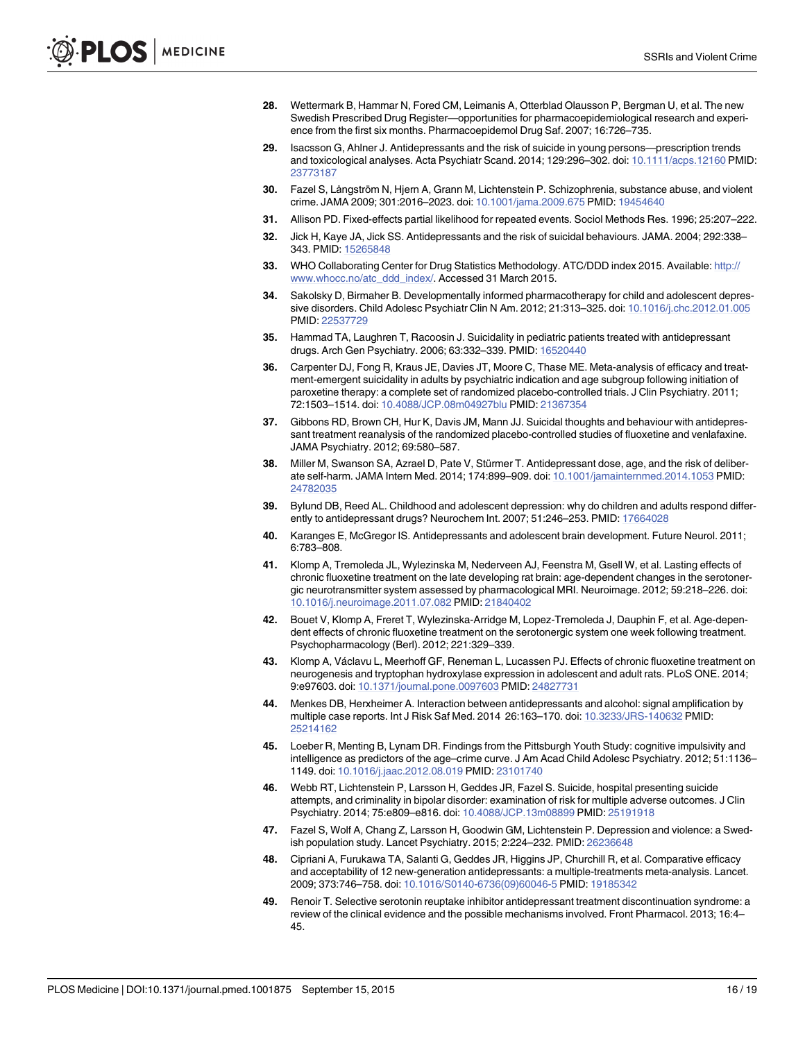28. Wettermark B, Hammar N, Fored CM, Leimanis A, Otterblad Olausson P, Bergman U, et al. The new Swedish Prescribed Drug Register—opportunities for pharmacoepidemiological research and experience from the first six months. Pharmacoepidemol Drug Saf. 2007; 16:726–735.
29. Isacsson G, Ahlner J. Antidepressants and the risk of suicide in young persons—prescription trends and toxicological analyses. Acta Psychiatr Scand. 2014; 129:296–302. doi: 10.1111/acps.12160 PMID: 23773187
30. Fazel S, Långström N, Hjern A, Grann M, Lichtenstein P. Schizophrenia, substance abuse, and violent crime. JAMA 2009; 301:2016–2023. doi: 10.1001/jama.2009.675 PMID: 19454640
31. Allison PD. Fixed-effects partial likelihood for repeated events. Sociol Methods Res. 1996; 25:207–222.
32. Jick H, Kaye JA, Jick SS. Antidepressants and the risk of suicidal behaviours. JAMA. 2004; 292:338–343. PMID: 15265848
33. WHO Collaborating Center for Drug Statistics Methodology. ATC/DDD index 2015. Available: http://www.whocc.no/atc_ddd_index/. Accessed 31 March 2015.
34. Sakolsky D, Birmaher B. Developmentally informed pharmacotherapy for child and adolescent depressive disorders. Child Adolesc Psychiatr Clin N Am. 2012; 21:313–325. doi: 10.1016/j.chc.2012.01.005 PMID: 22537729
35. Hammad TA, Laughren T, Racoosin J. Suicidality in pediatric patients treated with antidepressant drugs. Arch Gen Psychiatry. 2006; 63:332–339. PMID: 16520440
36. Carpenter DJ, Fong R, Kraus JE, Davies JT, Moore C, Thase ME. Meta-analysis of efficacy and treatment-emergent suicidality in adults by psychiatric indication and age subgroup following initiation of paroxetine therapy: a complete set of randomized placebo-controlled trials. J Clin Psychiatry. 2011; 72:1503–1514. doi: 10.4088/JCP.08m04927blu PMID: 21367354
37. Gibbons RD, Brown CH, Hur K, Davis JM, Mann JJ. Suicidal thoughts and behaviour with antidepressant treatment reanalysis of the randomized placebo-controlled studies of fluoxetine and venlafaxine. JAMA Psychiatry. 2012; 69:580–587.
38. Miller M, Swanson SA, Azrael D, Pate V, Stürmer T. Antidepressant dose, age, and the risk of deliberate self-harm. JAMA Intern Med. 2014; 174:899–909. doi: 10.1001/jamainternmed.2014.1053 PMID: 24782035
39. Bylund DB, Reed AL. Childhood and adolescent depression: why do children and adults respond differently to antidepressant drugs? Neurochem Int. 2007; 51:246–253. PMID: 17664028
40. Karanges E, McGregor IS. Antidepressants and adolescent brain development. Future Neurol. 2011; 6:783–808.
41. Klomp A, Tremoleda JL, Wylezinska M, Nederveen AJ, Feenstra M, Gsell W, et al. Lasting effects of chronic fluoxetine treatment on the late developing rat brain: age-dependent changes in the serotonergic neurotransmitter system assessed by pharmacological MRI. Neuroimage. 2012; 59:218–226. doi: 10.1016/j.neuroimage.2011.07.082 PMID: 21840402
42. Bouet V, Klomp A, Freret T, Wylezinska-Arridge M, Lopez-Tremoleda J, Dauphin F, et al. Age-dependent effects of chronic fluoxetine treatment on the serotonergic system one week following treatment. Psychopharmacology (Berl). 2012; 221:329–339.
43. Klomp A, Václavu L, Meerhoff GF, Reneman L, Lucassen PJ. Effects of chronic fluoxetine treatment on neurogenesis and tryptophan hydroxylase expression in adolescent and adult rats. PLoS ONE. 2014; 9:e97603. doi: 10.1371/journal.pone.0097603 PMID: 24827731
44. Menkes DB, Herxheimer A. Interaction between antidepressants and alcohol: signal amplification by multiple case reports. Int J Risk Saf Med. 2014 26:163–170. doi: 10.3233/JRS-140632 PMID: 25214162
45. Loeber R, Menting B, Lynam DR. Findings from the Pittsburgh Youth Study: cognitive impulsivity and intelligence as predictors of the age–crime curve. J Am Acad Child Adolesc Psychiatry. 2012; 51:1136–1149. doi: 10.1016/j.jaac.2012.08.019 PMID: 23101740
46. Webb RT, Lichtenstein P, Larsson H, Geddes JR, Fazel S. Suicide, hospital presenting suicide attempts, and criminality in bipolar disorder: examination of risk for multiple adverse outcomes. J Clin Psychiatry. 2014; 75:e809–e816. doi: 10.4088/JCP.13m08899 PMID: 25191918
47. Fazel S, Wolf A, Chang Z, Larsson H, Goodwin GM, Lichtenstein P. Depression and violence: a Swedish population study. Lancet Psychiatry. 2015; 2:224–232. PMID: 26236648
48. Cipriani A, Furukawa TA, Salanti G, Geddes JR, Higgins JP, Churchill R, et al. Comparative efficacy and acceptability of 12 new-generation antidepressants: a multiple-treatments meta-analysis. Lancet. 2009; 373:746–758. doi: 10.1016/S0140-6736(09)60046-5 PMID: 19185342
49. Renoir T. Selective serotonin reuptake inhibitor antidepressant treatment discontinuation syndrome: a review of the clinical evidence and the possible mechanisms involved. Front Pharmacol. 2013; 16:4–45.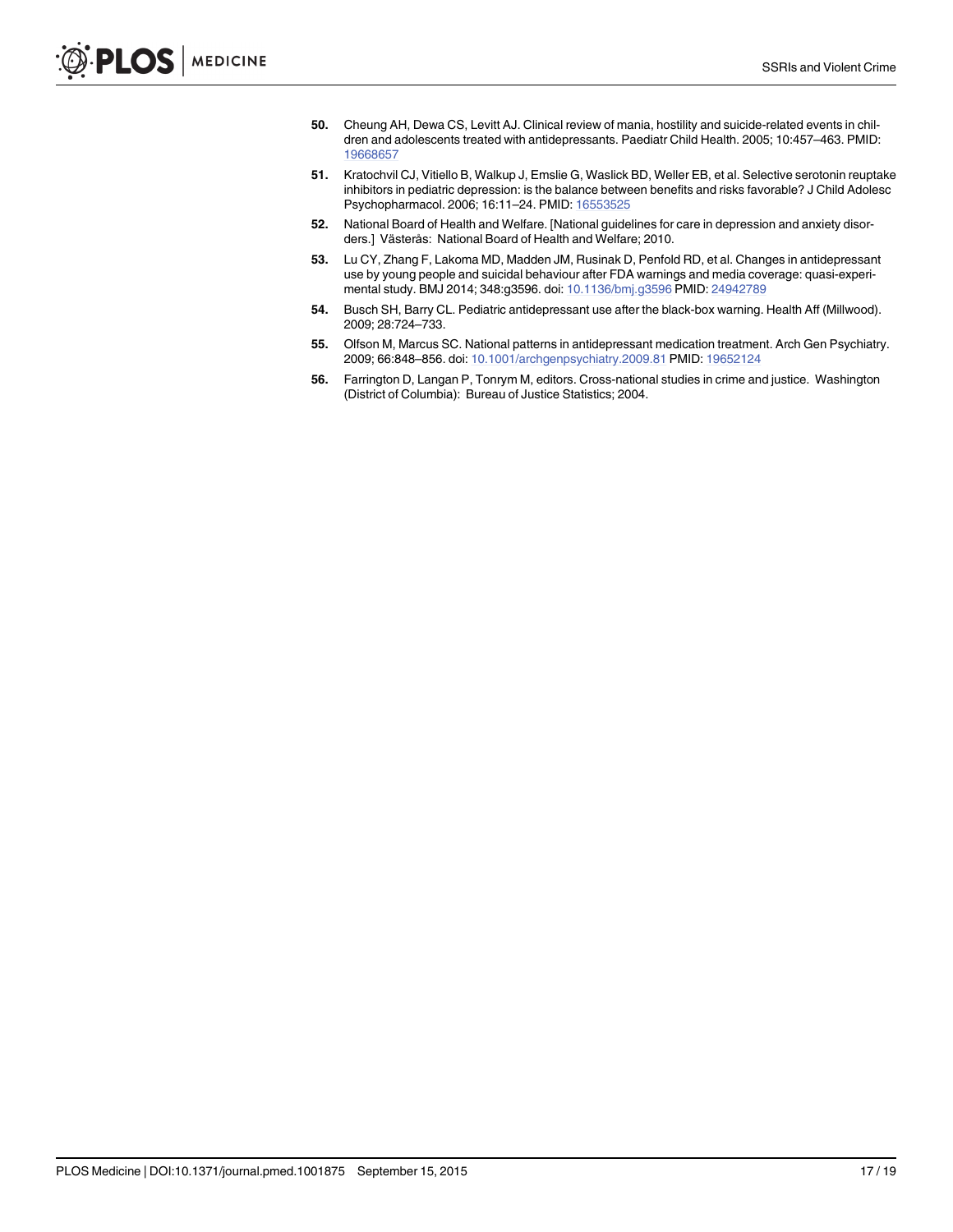50. Cheung AH, Dewa CS, Levitt AJ. Clinical review of mania, hostility and suicide-related events in children and adolescents treated with antidepressants. Paediatr Child Health. 2005; 10:457–463. PMID: 19668657

51. Kratochvil CJ, Vitiello B, Walkup J, Emslie G, Waslick BD, Weller EB, et al. Selective serotonin reuptake inhibitors in pediatric depression: is the balance between benefits and risks favorable? J Child Adolesc Psychopharmacol. 2006; 16:11–24. PMID: 16553525

52. National Board of Health and Welfare. [National guidelines for care in depression and anxiety disorders.] Västerås: National Board of Health and Welfare; 2010.

53. Lu CY, Zhang F, Lakoma MD, Madden JM, Rusinak D, Penfold RD, et al. Changes in antidepressant use by young people and suicidal behaviour after FDA warnings and media coverage: quasi-experimental study. BMJ 2014; 348:g3596. doi: 10.1136/bmj.g3596 PMID: 24942789

54. Busch SH, Barry CL. Pediatric antidepressant use after the black-box warning. Health Aff (Millwood). 2009; 28:724–733.

55. Olfson M, Marcus SC. National patterns in antidepressant medication treatment. Arch Gen Psychiatry. 2009; 66:848–856. doi: 10.1001/archgenpsychiatry.2009.81 PMID: 19652124

56. Farrington D, Langan P, Tonrym M, editors. Cross-national studies in crime and justice. Washington (District of Columbia): Bureau of Justice Statistics; 2004.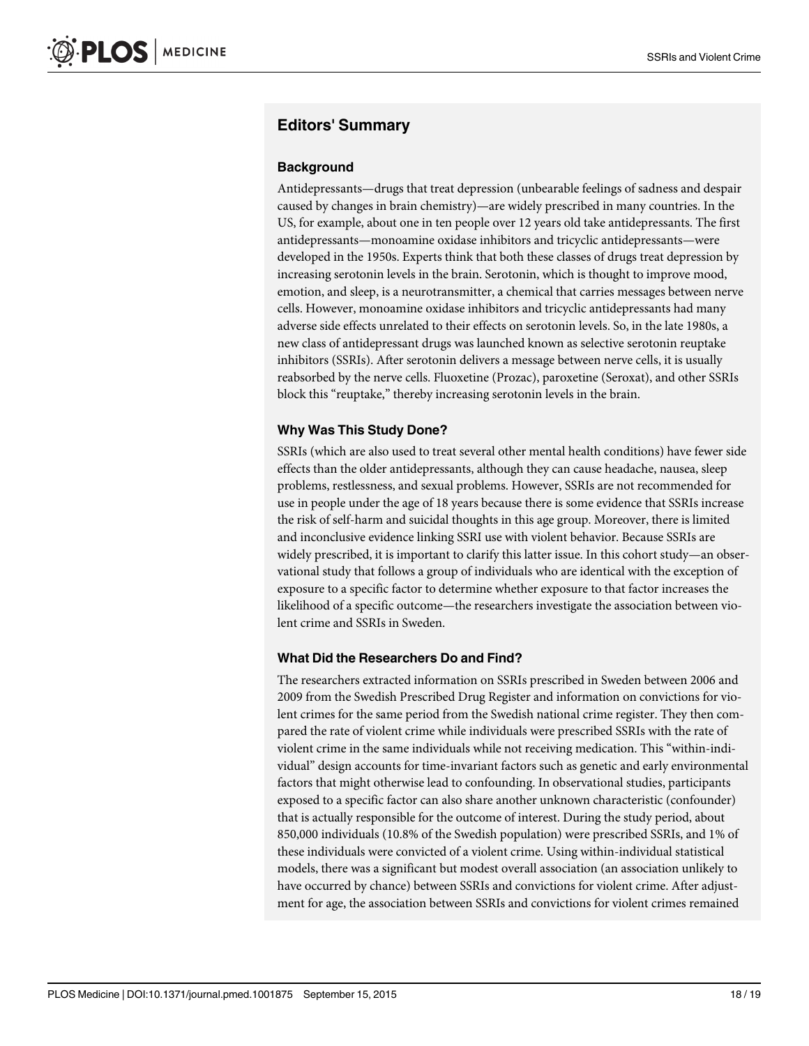## Editors' Summary

### Background

Antidepressants—drugs that treat depression (unbearable feelings of sadness and despair caused by changes in brain chemistry)—are widely prescribed in many countries. In the US, for example, about one in ten people over 12 years old take antidepressants. The first antidepressants—monoamine oxidase inhibitors and tricyclic antidepressants—were developed in the 1950s. Experts think that both these classes of drugs treat depression by increasing serotonin levels in the brain. Serotonin, which is thought to improve mood, emotion, and sleep, is a neurotransmitter, a chemical that carries messages between nerve cells. However, monoamine oxidase inhibitors and tricyclic antidepressants had many adverse side effects unrelated to their effects on serotonin levels. So, in the late 1980s, a new class of antidepressant drugs was launched known as selective serotonin reuptake inhibitors (SSRIs). After serotonin delivers a message between nerve cells, it is usually reabsorbed by the nerve cells. Fluoxetine (Prozac), paroxetine (Seroxat), and other SSRIs block this "reuptake," thereby increasing serotonin levels in the brain.

### Why Was This Study Done?

SSRIs (which are also used to treat several other mental health conditions) have fewer side effects than the older antidepressants, although they can cause headache, nausea, sleep problems, restlessness, and sexual problems. However, SSRIs are not recommended for use in people under the age of 18 years because there is some evidence that SSRIs increase the risk of self-harm and suicidal thoughts in this age group. Moreover, there is limited and inconclusive evidence linking SSRI use with violent behavior. Because SSRIs are widely prescribed, it is important to clarify this latter issue. In this cohort study—an observational study that follows a group of individuals who are identical with the exception of exposure to a specific factor to determine whether exposure to that factor increases the likelihood of a specific outcome—the researchers investigate the association between violent crime and SSRIs in Sweden.

### What Did the Researchers Do and Find?

The researchers extracted information on SSRIs prescribed in Sweden between 2006 and 2009 from the Swedish Prescribed Drug Register and information on convictions for violent crimes for the same period from the Swedish national crime register. They then compared the rate of violent crime while individuals were prescribed SSRIs with the rate of violent crime in the same individuals while not receiving medication. This "within-individual" design accounts for time-invariant factors such as genetic and early environmental factors that might otherwise lead to confounding. In observational studies, participants exposed to a specific factor can also share another unknown characteristic (confounder) that is actually responsible for the outcome of interest. During the study period, about 850,000 individuals (10.8% of the Swedish population) were prescribed SSRIs, and 1% of these individuals were convicted of a violent crime. Using within-individual statistical models, there was a significant but modest overall association (an association unlikely to have occurred by chance) between SSRIs and convictions for violent crime. After adjustment for age, the association between SSRIs and convictions for violent crimes remained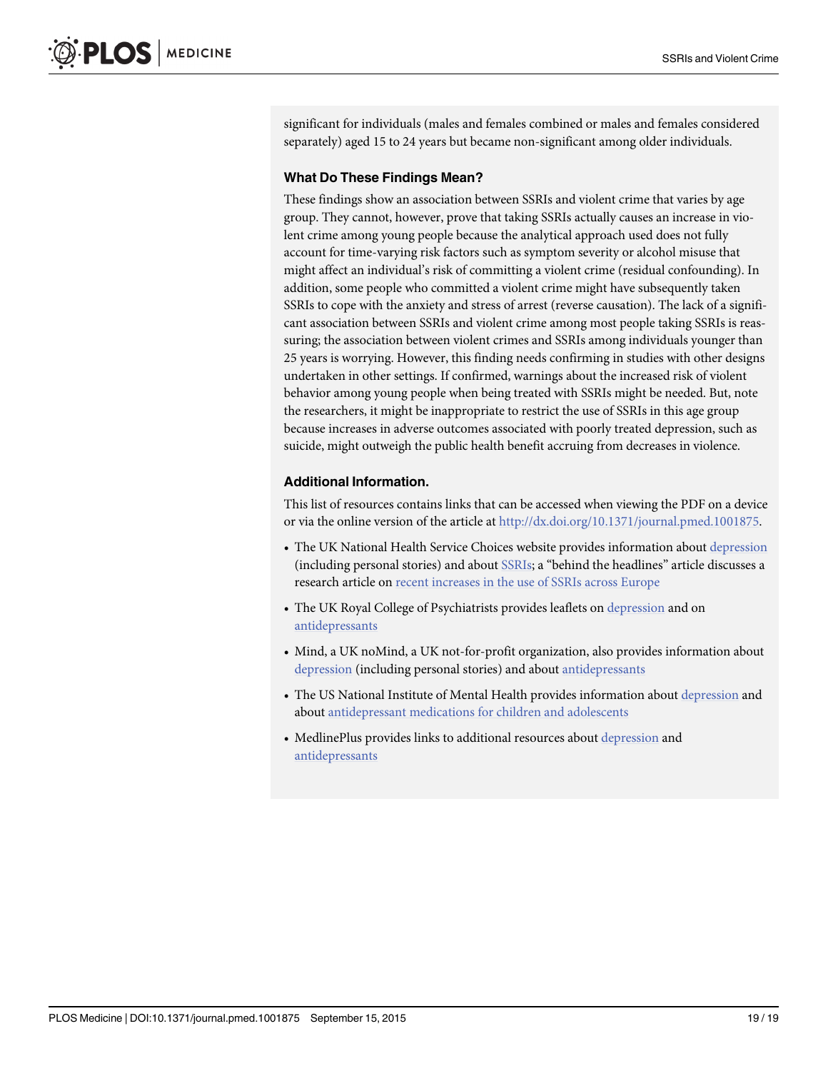significant for individuals (males and females combined or males and females considered separately) aged 15 to 24 years but became non-significant among older individuals.

### What Do These Findings Mean?

These findings show an association between SSRIs and violent crime that varies by age group. They cannot, however, prove that taking SSRIs actually causes an increase in violent crime among young people because the analytical approach used does not fully account for time-varying risk factors such as symptom severity or alcohol misuse that might affect an individual's risk of committing a violent crime (residual confounding). In addition, some people who committed a violent crime might have subsequently taken SSRIs to cope with the anxiety and stress of arrest (reverse causation). The lack of a significant association between SSRIs and violent crime among most people taking SSRIs is reassuring; the association between violent crimes and SSRIs among individuals younger than 25 years is worrying. However, this finding needs confirming in studies with other designs undertaken in other settings. If confirmed, warnings about the increased risk of violent behavior among young people when being treated with SSRIs might be needed. But, note the researchers, it might be inappropriate to restrict the use of SSRIs in this age group because increases in adverse outcomes associated with poorly treated depression, such as suicide, might outweigh the public health benefit accruing from decreases in violence.

### Additional Information.

This list of resources contains links that can be accessed when viewing the PDF on a device or via the online version of the article at http://dx.doi.org/10.1371/journal.pmed.1001875.

- The UK National Health Service Choices website provides information about depression (including personal stories) and about SSRIs; a "behind the headlines" article discusses a research article on recent increases in the use of SSRIs across Europe
- The UK Royal College of Psychiatrists provides leaflets on depression and on antidepressants
- Mind, a UK noMind, a UK not-for-profit organization, also provides information about depression (including personal stories) and about antidepressants
- The US National Institute of Mental Health provides information about depression and about antidepressant medications for children and adolescents
- MedlinePlus provides links to additional resources about depression and antidepressants